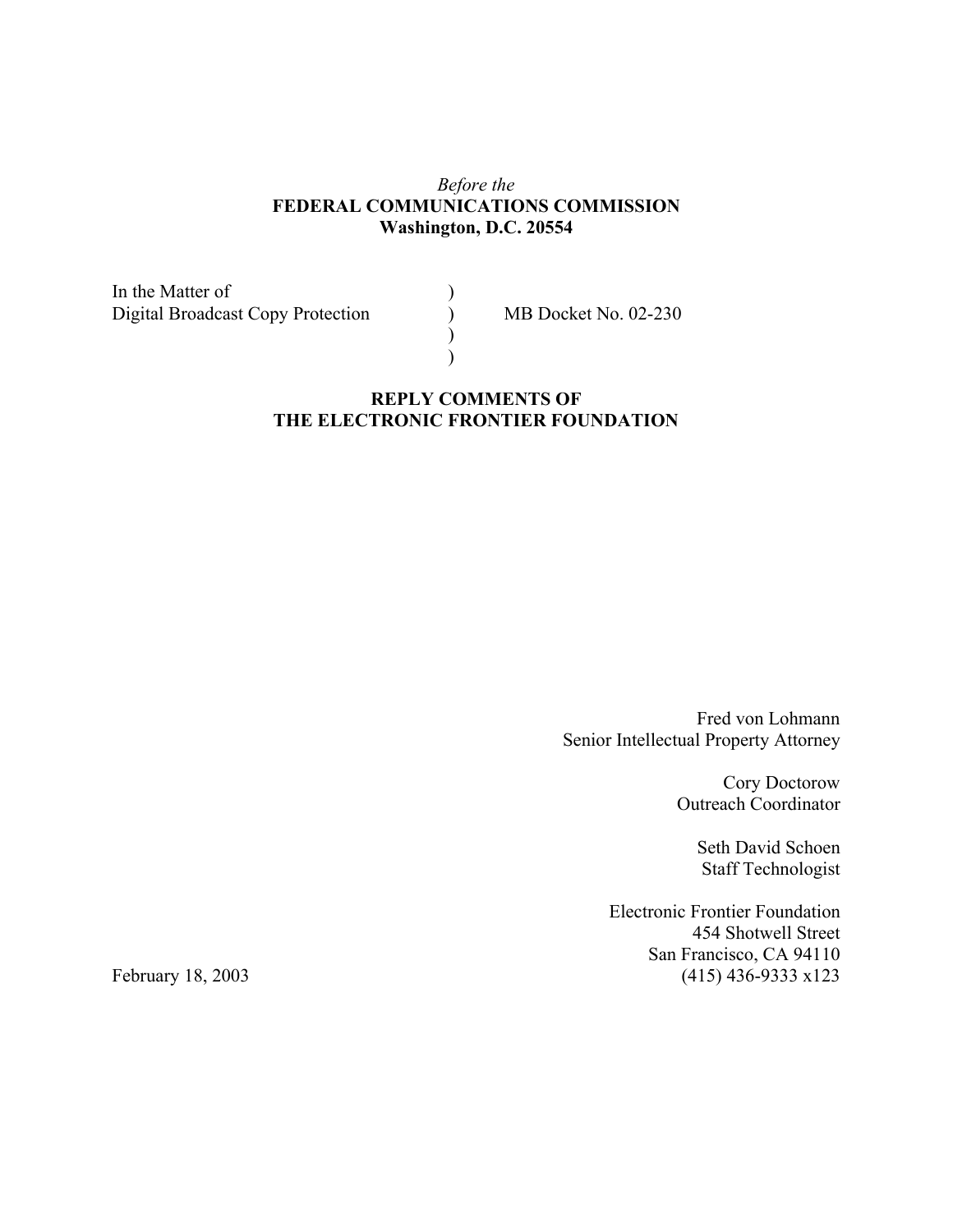*Before the*

**FEDERAL COMMUNICATIONS COMMISSION**
**Washington, D.C. 20554**

| | | |
|---|---|---|
| In the Matter of | ) | |
| Digital Broadcast Copy Protection | ) | MB Docket No. 02-230 |
| | ) | |
| | ) | |

**REPLY COMMENTS OF**
**THE ELECTRONIC FRONTIER FOUNDATION**

Fred von Lohmann
Senior Intellectual Property Attorney

Cory Doctorow
Outreach Coordinator

Seth David Schoen
Staff Technologist

Electronic Frontier Foundation
454 Shotwell Street
San Francisco, CA 94110
(415) 436-9333 x123

February 18, 2003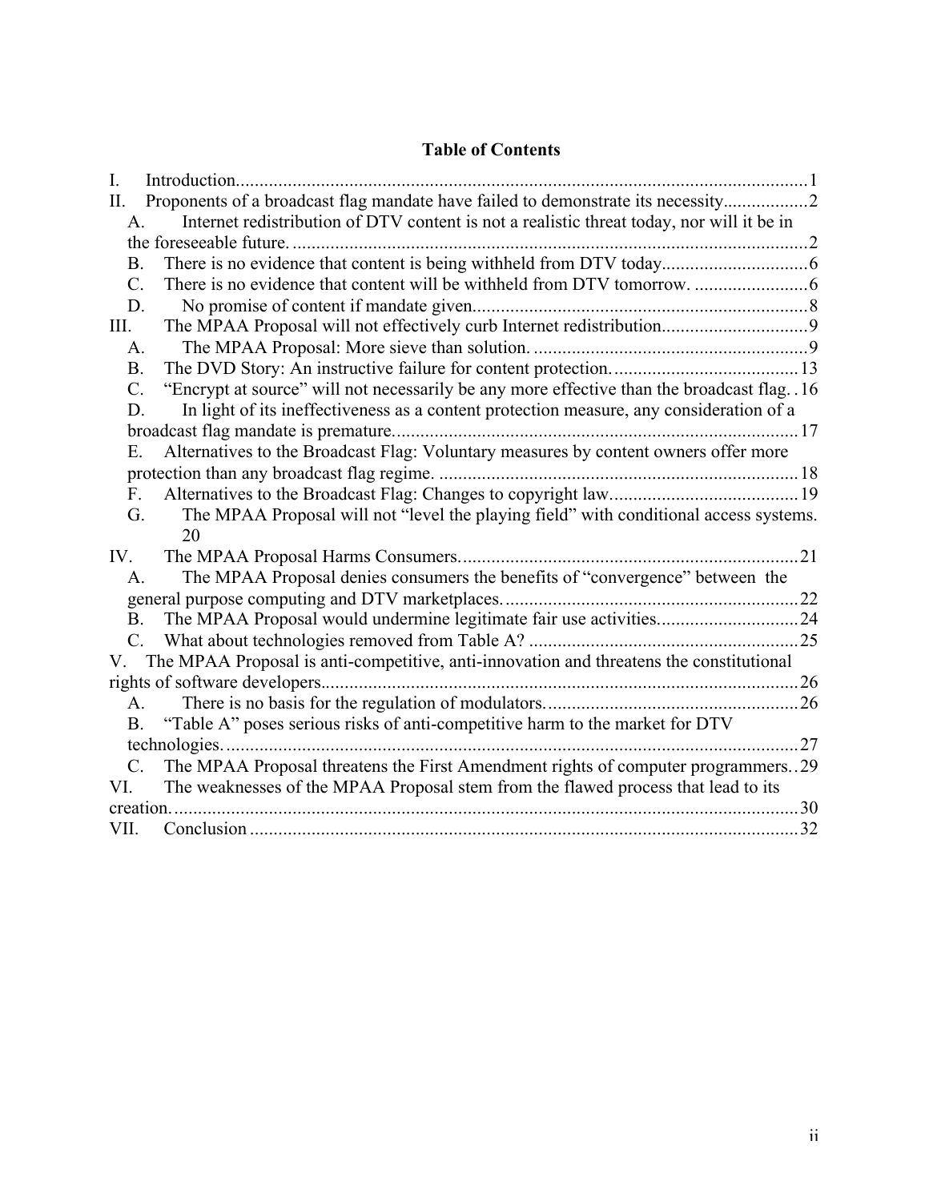## Table of Contents

I. Introduction ........................................................................................................ 1

II. Proponents of a broadcast flag mandate have failed to demonstrate its necessity .................. 2

- A. Internet redistribution of DTV content is not a realistic threat today, nor will it be in the foreseeable future. ........................................................................................................ 2
- B. There is no evidence that content is being withheld from DTV today ............................... 6
- C. There is no evidence that content will be withheld from DTV tomorrow. ........................ 6
- D. No promise of content if mandate given ...................................................................... 8

III. The MPAA Proposal will not effectively curb Internet redistribution .............................. 9

- A. The MPAA Proposal: More sieve than solution. .......................................................... 9
- B. The DVD Story: An instructive failure for content protection. ....................................... 13
- C. "Encrypt at source" will not necessarily be any more effective than the broadcast flag. . 16
- D. In light of its ineffectiveness as a content protection measure, any consideration of a broadcast flag mandate is premature. .................................................................................... 17
- E. Alternatives to the Broadcast Flag: Voluntary measures by content owners offer more protection than any broadcast flag regime. ........................................................................... 18
- F. Alternatives to the Broadcast Flag: Changes to copyright law ....................................... 19
- G. The MPAA Proposal will not "level the playing field" with conditional access systems. 20

IV. The MPAA Proposal Harms Consumers. ...................................................................... 21

- A. The MPAA Proposal denies consumers the benefits of "convergence" between the general purpose computing and DTV marketplaces. .............................................................. 22
- B. The MPAA Proposal would undermine legitimate fair use activities ............................. 24
- C. What about technologies removed from Table A? ........................................................ 25

V. The MPAA Proposal is anti-competitive, anti-innovation and threatens the constitutional rights of software developers .................................................................................................... 26

- A. There is no basis for the regulation of modulators. ..................................................... 26
- B. "Table A" poses serious risks of anti-competitive harm to the market for DTV technologies. ........................................................................................................................ 27
- C. The MPAA Proposal threatens the First Amendment rights of computer programmers. . 29

VI. The weaknesses of the MPAA Proposal stem from the flawed process that lead to its creation. ................................................................................................................................... 30

VII. Conclusion .................................................................................................................. 32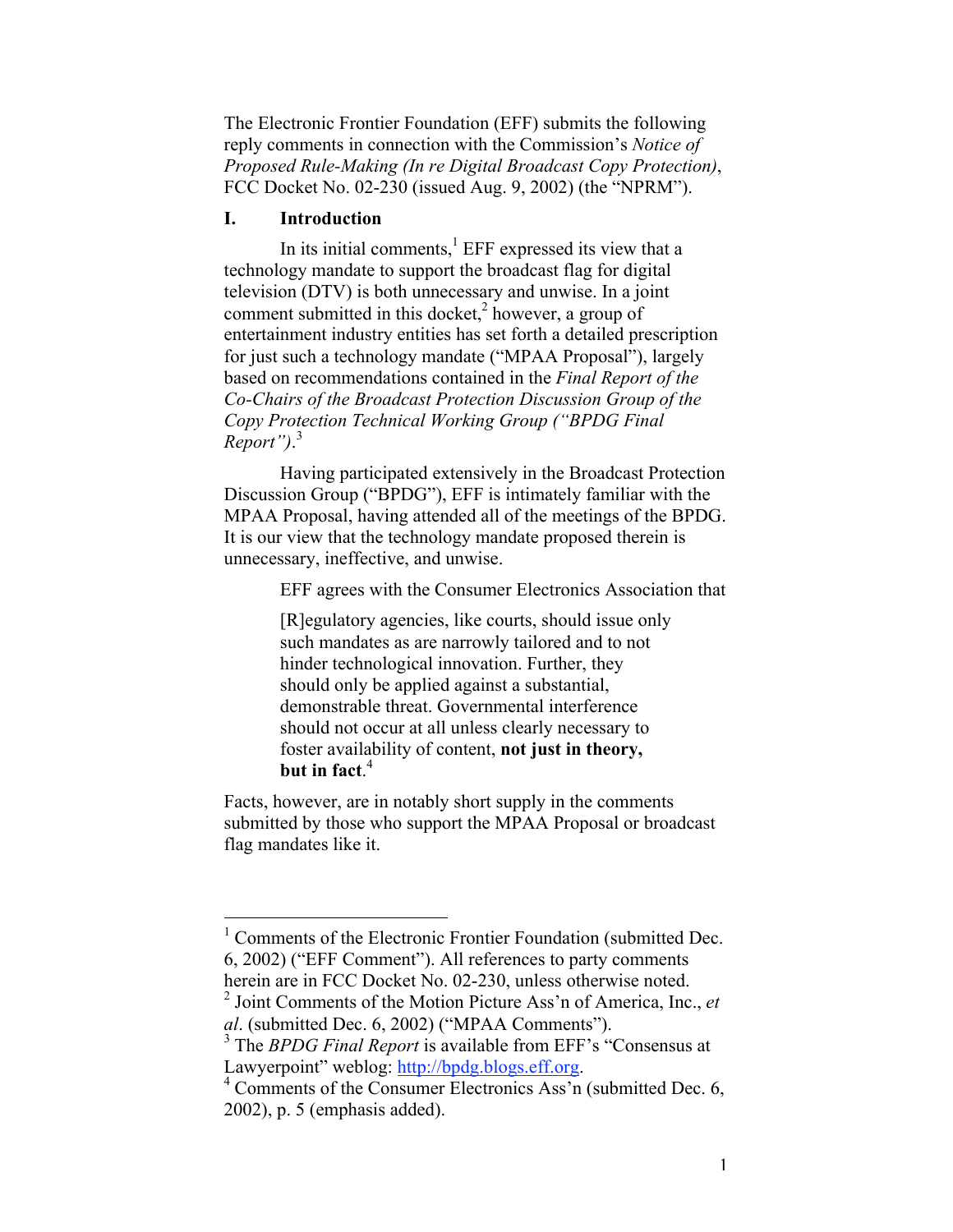The Electronic Frontier Foundation (EFF) submits the following reply comments in connection with the Commission's *Notice of Proposed Rule-Making (In re Digital Broadcast Copy Protection)*, FCC Docket No. 02-230 (issued Aug. 9, 2002) (the "NPRM").

## I. Introduction

In its initial comments,[1] EFF expressed its view that a technology mandate to support the broadcast flag for digital television (DTV) is both unnecessary and unwise. In a joint comment submitted in this docket,[2] however, a group of entertainment industry entities has set forth a detailed prescription for just such a technology mandate ("MPAA Proposal"), largely based on recommendations contained in the *Final Report of the Co-Chairs of the Broadcast Protection Discussion Group of the Copy Protection Technical Working Group ("BPDG Final Report")*.[3]

Having participated extensively in the Broadcast Protection Discussion Group ("BPDG"), EFF is intimately familiar with the MPAA Proposal, having attended all of the meetings of the BPDG. It is our view that the technology mandate proposed therein is unnecessary, ineffective, and unwise.

EFF agrees with the Consumer Electronics Association that

> [R]egulatory agencies, like courts, should issue only such mandates as are narrowly tailored and to not hinder technological innovation. Further, they should only be applied against a substantial, demonstrable threat. Governmental interference should not occur at all unless clearly necessary to foster availability of content, **not just in theory, but in fact**.[4]

Facts, however, are in notably short supply in the comments submitted by those who support the MPAA Proposal or broadcast flag mandates like it.

---

[1] Comments of the Electronic Frontier Foundation (submitted Dec. 6, 2002) ("EFF Comment"). All references to party comments herein are in FCC Docket No. 02-230, unless otherwise noted.

[2] Joint Comments of the Motion Picture Ass'n of America, Inc., *et al*. (submitted Dec. 6, 2002) ("MPAA Comments").

[3] The *BPDG Final Report* is available from EFF's "Consensus at Lawyerpoint" weblog: http://bpdg.blogs.eff.org.

[4] Comments of the Consumer Electronics Ass'n (submitted Dec. 6, 2002), p. 5 (emphasis added).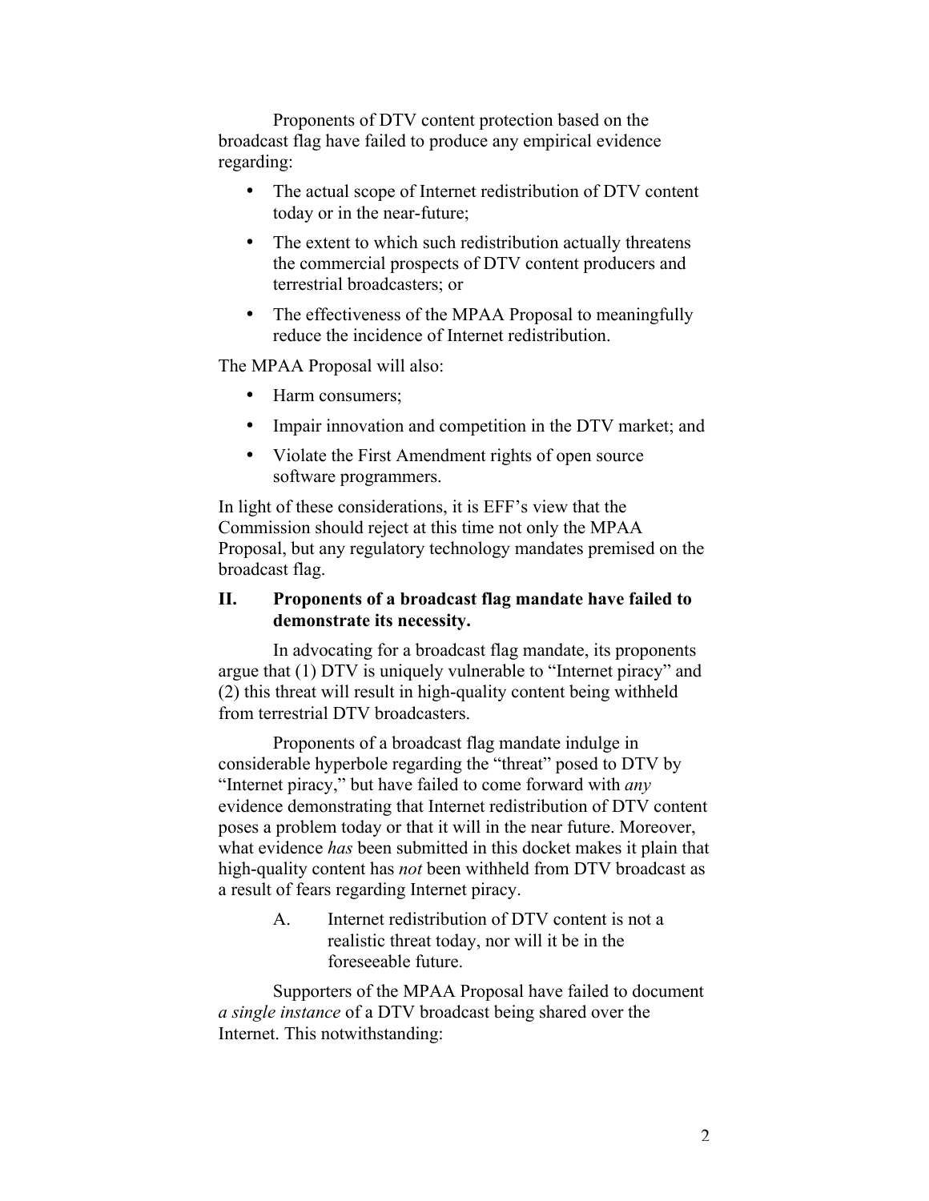Proponents of DTV content protection based on the broadcast flag have failed to produce any empirical evidence regarding:

- The actual scope of Internet redistribution of DTV content today or in the near-future;
- The extent to which such redistribution actually threatens the commercial prospects of DTV content producers and terrestrial broadcasters; or
- The effectiveness of the MPAA Proposal to meaningfully reduce the incidence of Internet redistribution.

The MPAA Proposal will also:

- Harm consumers;
- Impair innovation and competition in the DTV market; and
- Violate the First Amendment rights of open source software programmers.

In light of these considerations, it is EFF's view that the Commission should reject at this time not only the MPAA Proposal, but any regulatory technology mandates premised on the broadcast flag.

## II. Proponents of a broadcast flag mandate have failed to demonstrate its necessity.

In advocating for a broadcast flag mandate, its proponents argue that (1) DTV is uniquely vulnerable to "Internet piracy" and (2) this threat will result in high-quality content being withheld from terrestrial DTV broadcasters.

Proponents of a broadcast flag mandate indulge in considerable hyperbole regarding the "threat" posed to DTV by "Internet piracy," but have failed to come forward with *any* evidence demonstrating that Internet redistribution of DTV content poses a problem today or that it will in the near future. Moreover, what evidence *has* been submitted in this docket makes it plain that high-quality content has *not* been withheld from DTV broadcast as a result of fears regarding Internet piracy.

### A. Internet redistribution of DTV content is not a realistic threat today, nor will it be in the foreseeable future.

Supporters of the MPAA Proposal have failed to document *a single instance* of a DTV broadcast being shared over the Internet. This notwithstanding: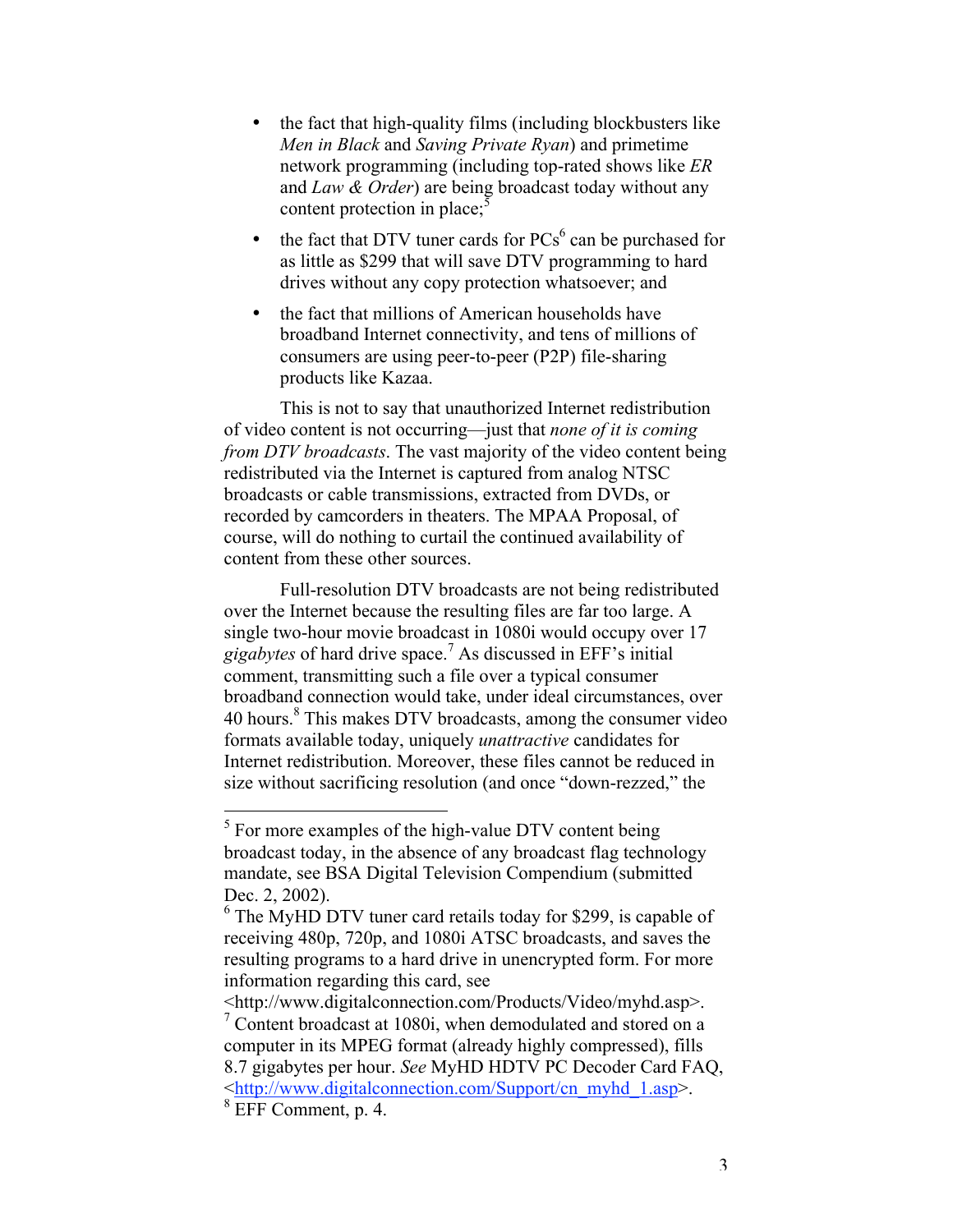- the fact that high-quality films (including blockbusters like *Men in Black* and *Saving Private Ryan*) and primetime network programming (including top-rated shows like *ER* and *Law & Order*) are being broadcast today without any content protection in place;[5]
- the fact that DTV tuner cards for PCs[6] can be purchased for as little as $299 that will save DTV programming to hard drives without any copy protection whatsoever; and
- the fact that millions of American households have broadband Internet connectivity, and tens of millions of consumers are using peer-to-peer (P2P) file-sharing products like Kazaa.

This is not to say that unauthorized Internet redistribution of video content is not occurring—just that *none of it is coming from DTV broadcasts*. The vast majority of the video content being redistributed via the Internet is captured from analog NTSC broadcasts or cable transmissions, extracted from DVDs, or recorded by camcorders in theaters. The MPAA Proposal, of course, will do nothing to curtail the continued availability of content from these other sources.

Full-resolution DTV broadcasts are not being redistributed over the Internet because the resulting files are far too large. A single two-hour movie broadcast in 1080i would occupy over 17 *gigabytes* of hard drive space.[7] As discussed in EFF's initial comment, transmitting such a file over a typical consumer broadband connection would take, under ideal circumstances, over 40 hours.[8] This makes DTV broadcasts, among the consumer video formats available today, uniquely *unattractive* candidates for Internet redistribution. Moreover, these files cannot be reduced in size without sacrificing resolution (and once "down-rezzed," the

---

[5] For more examples of the high-value DTV content being broadcast today, in the absence of any broadcast flag technology mandate, see BSA Digital Television Compendium (submitted Dec. 2, 2002).

[6] The MyHD DTV tuner card retails today for $299, is capable of receiving 480p, 720p, and 1080i ATSC broadcasts, and saves the resulting programs to a hard drive in unencrypted form. For more information regarding this card, see <http://www.digitalconnection.com/Products/Video/myhd.asp>.

[7] Content broadcast at 1080i, when demodulated and stored on a computer in its MPEG format (already highly compressed), fills 8.7 gigabytes per hour. *See* MyHD HDTV PC Decoder Card FAQ, <http://www.digitalconnection.com/Support/cn_myhd_1.asp>.

[8] EFF Comment, p. 4.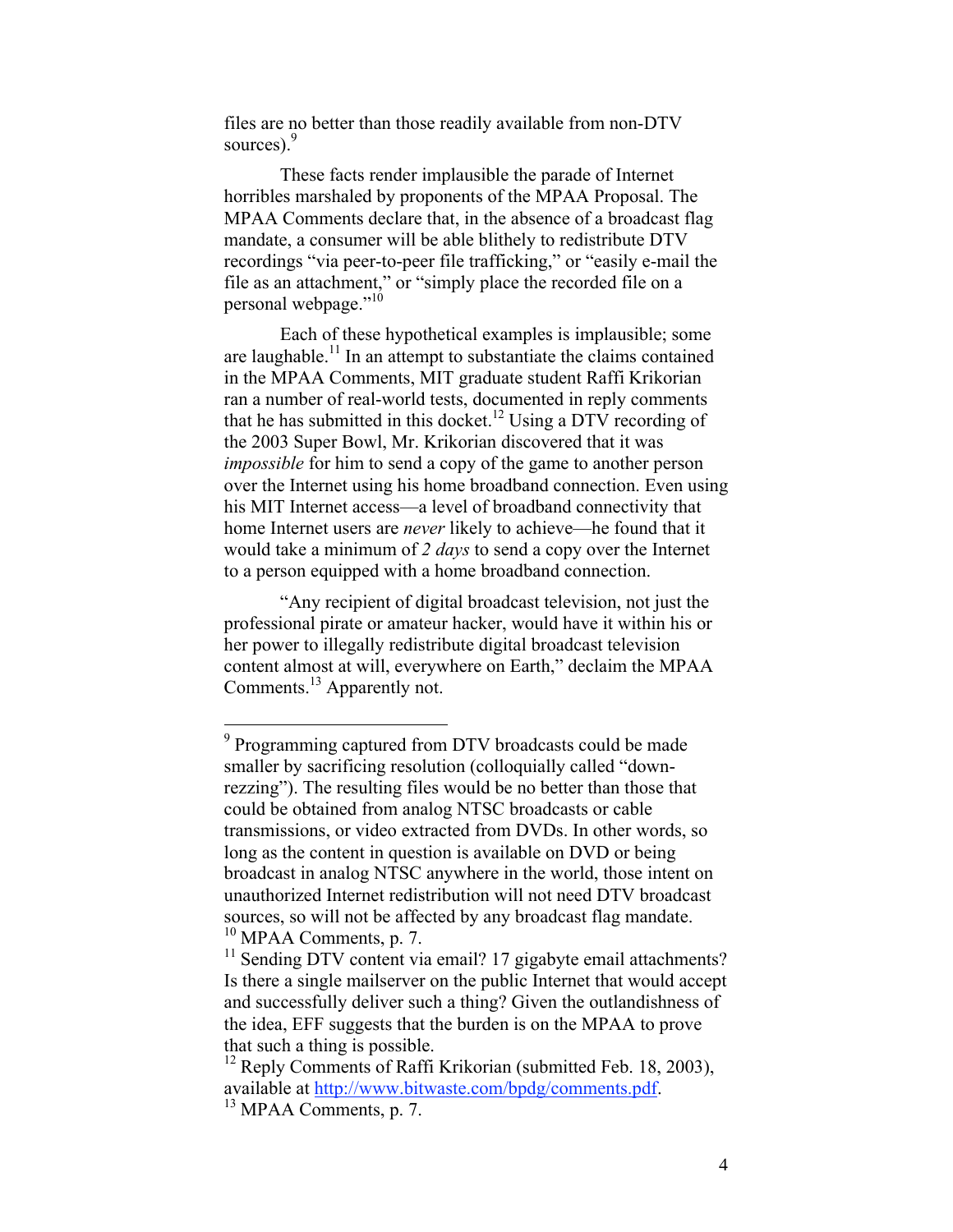files are no better than those readily available from non-DTV sources).[9]

These facts render implausible the parade of Internet horribles marshaled by proponents of the MPAA Proposal. The MPAA Comments declare that, in the absence of a broadcast flag mandate, a consumer will be able blithely to redistribute DTV recordings "via peer-to-peer file trafficking," or "easily e-mail the file as an attachment," or "simply place the recorded file on a personal webpage."[10]

Each of these hypothetical examples is implausible; some are laughable.[11] In an attempt to substantiate the claims contained in the MPAA Comments, MIT graduate student Raffi Krikorian ran a number of real-world tests, documented in reply comments that he has submitted in this docket.[12] Using a DTV recording of the 2003 Super Bowl, Mr. Krikorian discovered that it was *impossible* for him to send a copy of the game to another person over the Internet using his home broadband connection. Even using his MIT Internet access—a level of broadband connectivity that home Internet users are *never* likely to achieve—he found that it would take a minimum of *2 days* to send a copy over the Internet to a person equipped with a home broadband connection.

"Any recipient of digital broadcast television, not just the professional pirate or amateur hacker, would have it within his or her power to illegally redistribute digital broadcast television content almost at will, everywhere on Earth," declaim the MPAA Comments.[13] Apparently not.

---

[9] Programming captured from DTV broadcasts could be made smaller by sacrificing resolution (colloquially called "down-rezzing"). The resulting files would be no better than those that could be obtained from analog NTSC broadcasts or cable transmissions, or video extracted from DVDs. In other words, so long as the content in question is available on DVD or being broadcast in analog NTSC anywhere in the world, those intent on unauthorized Internet redistribution will not need DTV broadcast sources, so will not be affected by any broadcast flag mandate.

[10] MPAA Comments, p. 7.

[11] Sending DTV content via email? 17 gigabyte email attachments? Is there a single mailserver on the public Internet that would accept and successfully deliver such a thing? Given the outlandishness of the idea, EFF suggests that the burden is on the MPAA to prove that such a thing is possible.

[12] Reply Comments of Raffi Krikorian (submitted Feb. 18, 2003), available at http://www.bitwaste.com/bpdg/comments.pdf.

[13] MPAA Comments, p. 7.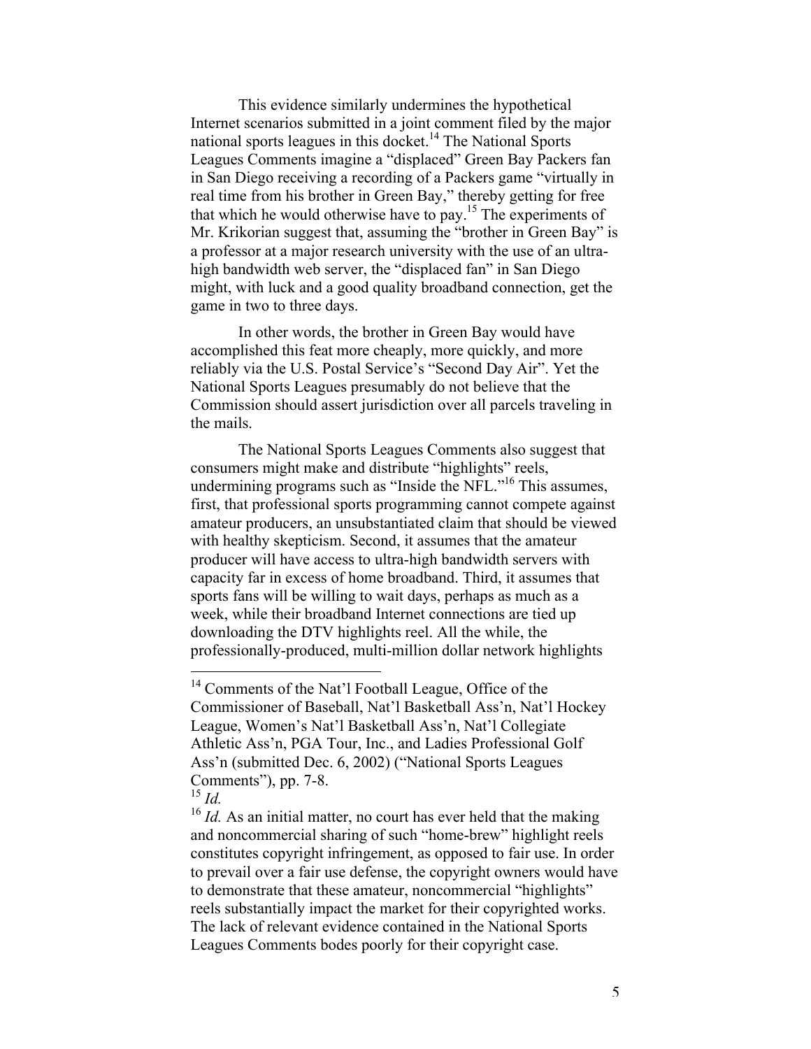This evidence similarly undermines the hypothetical Internet scenarios submitted in a joint comment filed by the major national sports leagues in this docket.[14] The National Sports Leagues Comments imagine a "displaced" Green Bay Packers fan in San Diego receiving a recording of a Packers game "virtually in real time from his brother in Green Bay," thereby getting for free that which he would otherwise have to pay.[15] The experiments of Mr. Krikorian suggest that, assuming the "brother in Green Bay" is a professor at a major research university with the use of an ultra-high bandwidth web server, the "displaced fan" in San Diego might, with luck and a good quality broadband connection, get the game in two to three days.

In other words, the brother in Green Bay would have accomplished this feat more cheaply, more quickly, and more reliably via the U.S. Postal Service's "Second Day Air". Yet the National Sports Leagues presumably do not believe that the Commission should assert jurisdiction over all parcels traveling in the mails.

The National Sports Leagues Comments also suggest that consumers might make and distribute "highlights" reels, undermining programs such as "Inside the NFL."[16] This assumes, first, that professional sports programming cannot compete against amateur producers, an unsubstantiated claim that should be viewed with healthy skepticism. Second, it assumes that the amateur producer will have access to ultra-high bandwidth servers with capacity far in excess of home broadband. Third, it assumes that sports fans will be willing to wait days, perhaps as much as a week, while their broadband Internet connections are tied up downloading the DTV highlights reel. All the while, the professionally-produced, multi-million dollar network highlights

---

[14] Comments of the Nat'l Football League, Office of the Commissioner of Baseball, Nat'l Basketball Ass'n, Nat'l Hockey League, Women's Nat'l Basketball Ass'n, Nat'l Collegiate Athletic Ass'n, PGA Tour, Inc., and Ladies Professional Golf Ass'n (submitted Dec. 6, 2002) ("National Sports Leagues Comments"), pp. 7-8.

[15] *Id.*

[16] *Id.* As an initial matter, no court has ever held that the making and noncommercial sharing of such "home-brew" highlight reels constitutes copyright infringement, as opposed to fair use. In order to prevail over a fair use defense, the copyright owners would have to demonstrate that these amateur, noncommercial "highlights" reels substantially impact the market for their copyrighted works. The lack of relevant evidence contained in the National Sports Leagues Comments bodes poorly for their copyright case.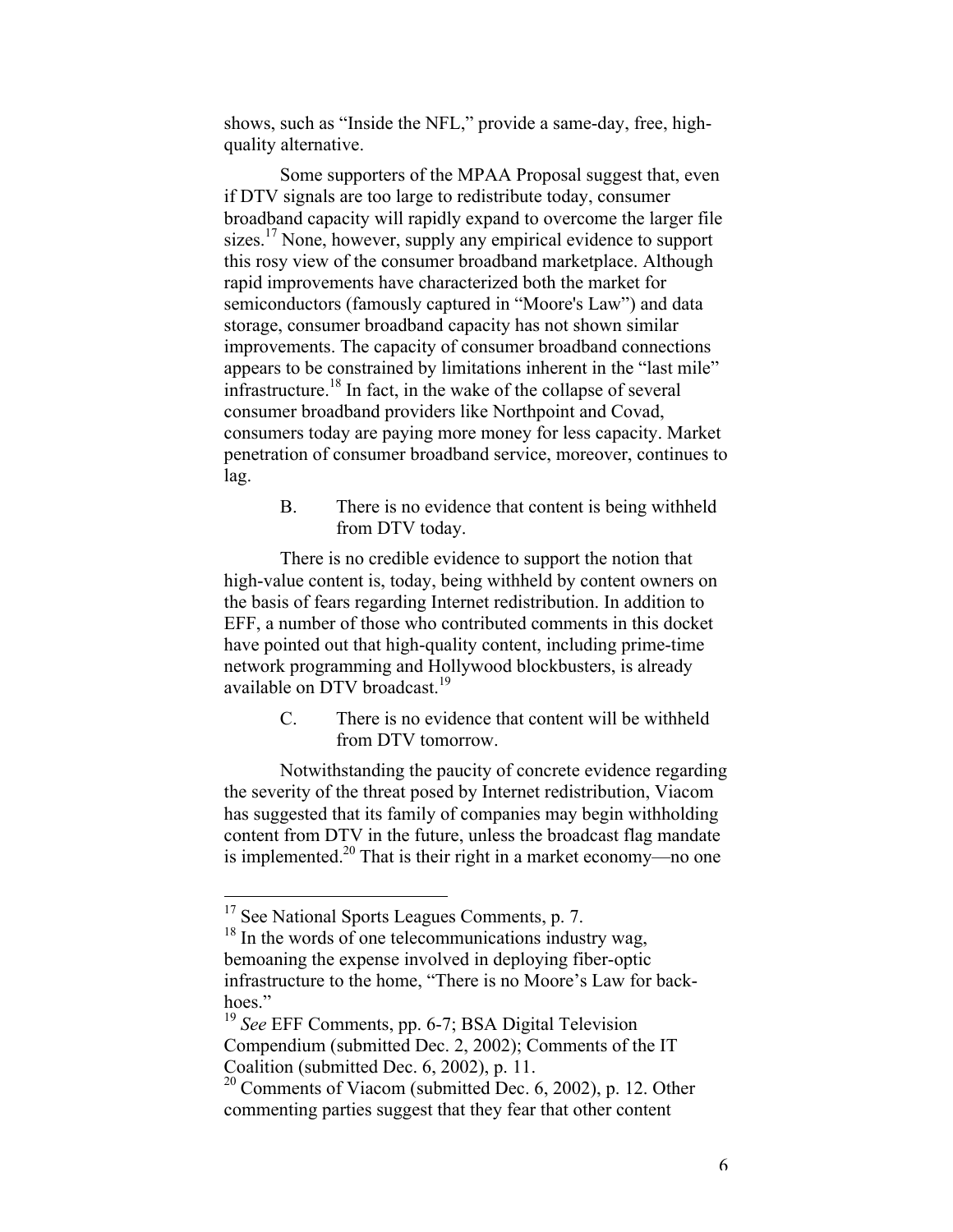shows, such as "Inside the NFL," provide a same-day, free, high-quality alternative.

Some supporters of the MPAA Proposal suggest that, even if DTV signals are too large to redistribute today, consumer broadband capacity will rapidly expand to overcome the larger file sizes.[17] None, however, supply any empirical evidence to support this rosy view of the consumer broadband marketplace. Although rapid improvements have characterized both the market for semiconductors (famously captured in "Moore's Law") and data storage, consumer broadband capacity has not shown similar improvements. The capacity of consumer broadband connections appears to be constrained by limitations inherent in the "last mile" infrastructure.[18] In fact, in the wake of the collapse of several consumer broadband providers like Northpoint and Covad, consumers today are paying more money for less capacity. Market penetration of consumer broadband service, moreover, continues to lag.

### B. There is no evidence that content is being withheld from DTV today.

There is no credible evidence to support the notion that high-value content is, today, being withheld by content owners on the basis of fears regarding Internet redistribution. In addition to EFF, a number of those who contributed comments in this docket have pointed out that high-quality content, including prime-time network programming and Hollywood blockbusters, is already available on DTV broadcast.[19]

### C. There is no evidence that content will be withheld from DTV tomorrow.

Notwithstanding the paucity of concrete evidence regarding the severity of the threat posed by Internet redistribution, Viacom has suggested that its family of companies may begin withholding content from DTV in the future, unless the broadcast flag mandate is implemented.[20] That is their right in a market economy—no one

---

[17] See National Sports Leagues Comments, p. 7.

[18] In the words of one telecommunications industry wag, bemoaning the expense involved in deploying fiber-optic infrastructure to the home, "There is no Moore's Law for back-hoes."

[19] *See* EFF Comments, pp. 6-7; BSA Digital Television Compendium (submitted Dec. 2, 2002); Comments of the IT Coalition (submitted Dec. 6, 2002), p. 11.

[20] Comments of Viacom (submitted Dec. 6, 2002), p. 12. Other commenting parties suggest that they fear that other content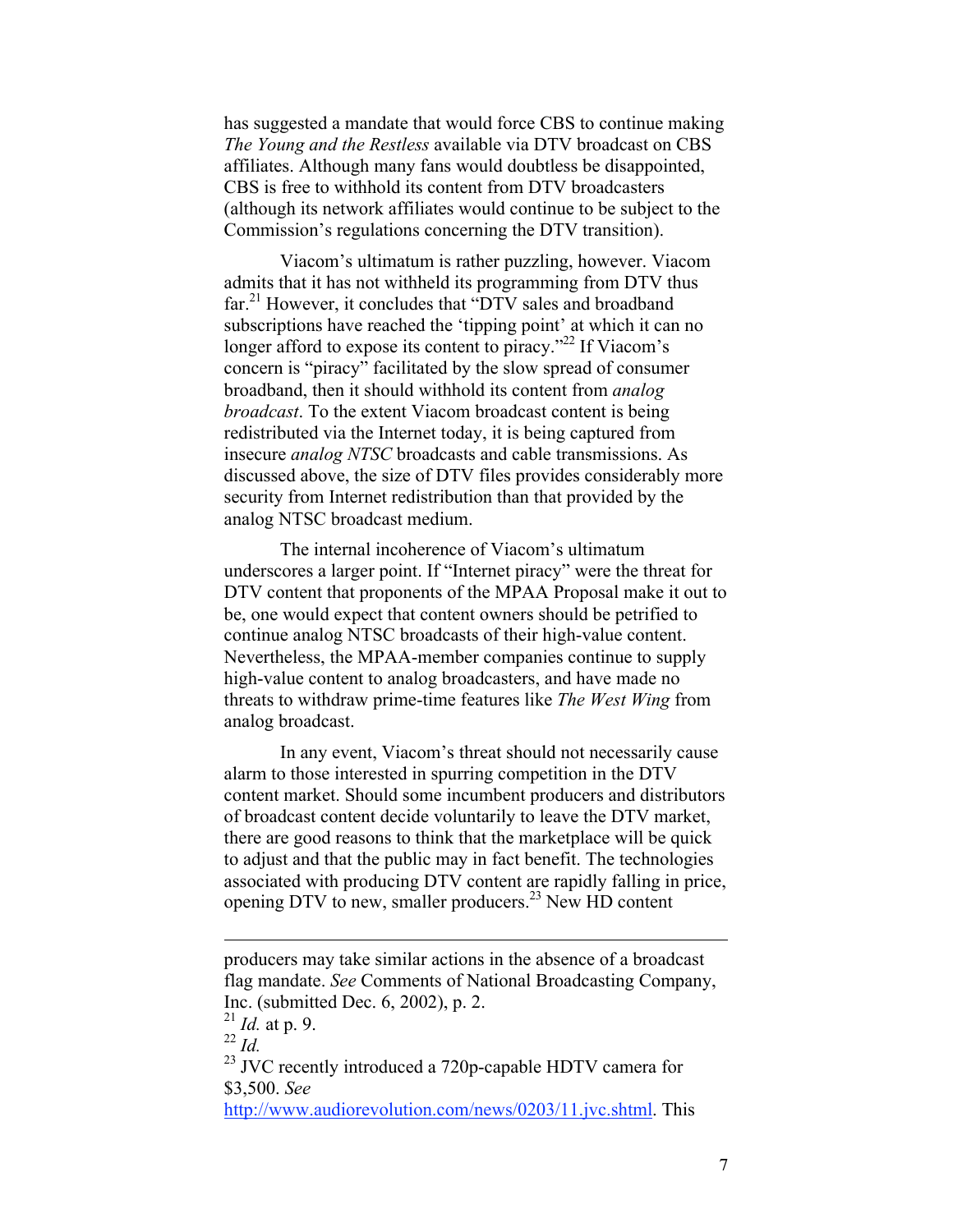has suggested a mandate that would force CBS to continue making *The Young and the Restless* available via DTV broadcast on CBS affiliates. Although many fans would doubtless be disappointed, CBS is free to withhold its content from DTV broadcasters (although its network affiliates would continue to be subject to the Commission's regulations concerning the DTV transition).

Viacom's ultimatum is rather puzzling, however. Viacom admits that it has not withheld its programming from DTV thus far.[21] However, it concludes that "DTV sales and broadband subscriptions have reached the 'tipping point' at which it can no longer afford to expose its content to piracy."[22] If Viacom's concern is "piracy" facilitated by the slow spread of consumer broadband, then it should withhold its content from *analog broadcast*. To the extent Viacom broadcast content is being redistributed via the Internet today, it is being captured from insecure *analog NTSC* broadcasts and cable transmissions. As discussed above, the size of DTV files provides considerably more security from Internet redistribution than that provided by the analog NTSC broadcast medium.

The internal incoherence of Viacom's ultimatum underscores a larger point. If "Internet piracy" were the threat for DTV content that proponents of the MPAA Proposal make it out to be, one would expect that content owners should be petrified to continue analog NTSC broadcasts of their high-value content. Nevertheless, the MPAA-member companies continue to supply high-value content to analog broadcasters, and have made no threats to withdraw prime-time features like *The West Wing* from analog broadcast.

In any event, Viacom's threat should not necessarily cause alarm to those interested in spurring competition in the DTV content market. Should some incumbent producers and distributors of broadcast content decide voluntarily to leave the DTV market, there are good reasons to think that the marketplace will be quick to adjust and that the public may in fact benefit. The technologies associated with producing DTV content are rapidly falling in price, opening DTV to new, smaller producers.[23] New HD content

---

producers may take similar actions in the absence of a broadcast flag mandate. *See* Comments of National Broadcasting Company, Inc. (submitted Dec. 6, 2002), p. 2.

[21] *Id.* at p. 9.

[22] *Id.*

[23] JVC recently introduced a 720p-capable HDTV camera for $3,500. *See* http://www.audiorevolution.com/news/0203/11.jvc.shtml. This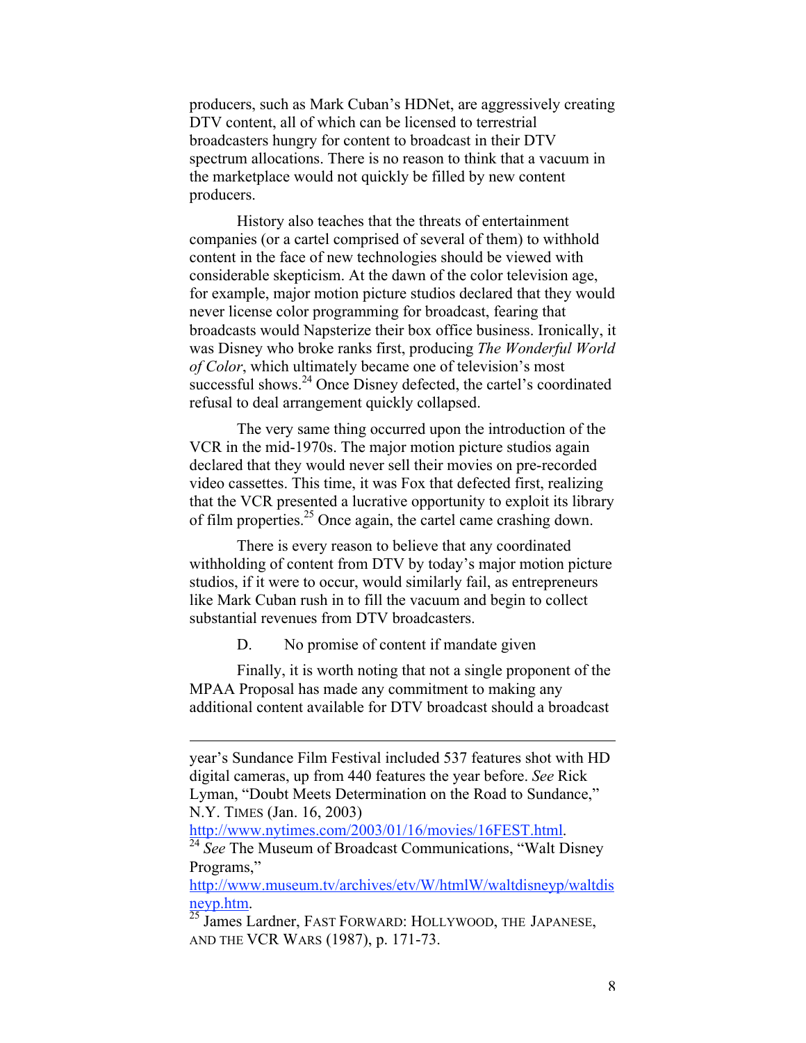producers, such as Mark Cuban's HDNet, are aggressively creating DTV content, all of which can be licensed to terrestrial broadcasters hungry for content to broadcast in their DTV spectrum allocations. There is no reason to think that a vacuum in the marketplace would not quickly be filled by new content producers.

History also teaches that the threats of entertainment companies (or a cartel comprised of several of them) to withhold content in the face of new technologies should be viewed with considerable skepticism. At the dawn of the color television age, for example, major motion picture studios declared that they would never license color programming for broadcast, fearing that broadcasts would Napsterize their box office business. Ironically, it was Disney who broke ranks first, producing *The Wonderful World of Color*, which ultimately became one of television's most successful shows.[24] Once Disney defected, the cartel's coordinated refusal to deal arrangement quickly collapsed.

The very same thing occurred upon the introduction of the VCR in the mid-1970s. The major motion picture studios again declared that they would never sell their movies on pre-recorded video cassettes. This time, it was Fox that defected first, realizing that the VCR presented a lucrative opportunity to exploit its library of film properties.[25] Once again, the cartel came crashing down.

There is every reason to believe that any coordinated withholding of content from DTV by today's major motion picture studios, if it were to occur, would similarly fail, as entrepreneurs like Mark Cuban rush in to fill the vacuum and begin to collect substantial revenues from DTV broadcasters.

D. No promise of content if mandate given

Finally, it is worth noting that not a single proponent of the MPAA Proposal has made any commitment to making any additional content available for DTV broadcast should a broadcast

---

year's Sundance Film Festival included 537 features shot with HD digital cameras, up from 440 features the year before. *See* Rick Lyman, "Doubt Meets Determination on the Road to Sundance," N.Y. TIMES (Jan. 16, 2003) http://www.nytimes.com/2003/01/16/movies/16FEST.html.

[24] *See* The Museum of Broadcast Communications, "Walt Disney Programs," http://www.museum.tv/archives/etv/W/htmlW/waltdisneyp/waltdisneyp.htm.

[25] James Lardner, FAST FORWARD: HOLLYWOOD, THE JAPANESE, AND THE VCR WARS (1987), p. 171-73.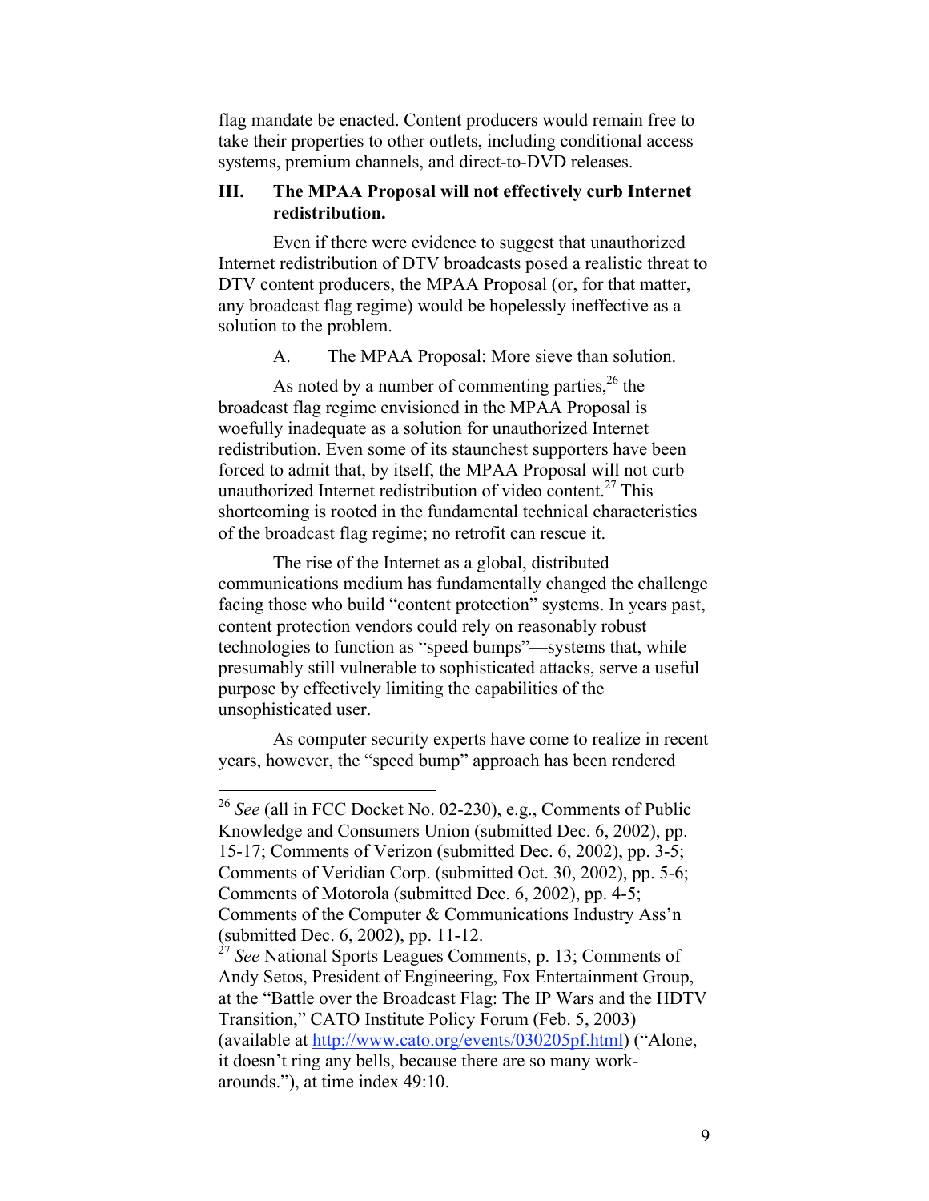flag mandate be enacted. Content producers would remain free to take their properties to other outlets, including conditional access systems, premium channels, and direct-to-DVD releases.

## III. The MPAA Proposal will not effectively curb Internet redistribution.

Even if there were evidence to suggest that unauthorized Internet redistribution of DTV broadcasts posed a realistic threat to DTV content producers, the MPAA Proposal (or, for that matter, any broadcast flag regime) would be hopelessly ineffective as a solution to the problem.

### A. The MPAA Proposal: More sieve than solution.

As noted by a number of commenting parties,[26] the broadcast flag regime envisioned in the MPAA Proposal is woefully inadequate as a solution for unauthorized Internet redistribution. Even some of its staunchest supporters have been forced to admit that, by itself, the MPAA Proposal will not curb unauthorized Internet redistribution of video content.[27] This shortcoming is rooted in the fundamental technical characteristics of the broadcast flag regime; no retrofit can rescue it.

The rise of the Internet as a global, distributed communications medium has fundamentally changed the challenge facing those who build "content protection" systems. In years past, content protection vendors could rely on reasonably robust technologies to function as "speed bumps"—systems that, while presumably still vulnerable to sophisticated attacks, serve a useful purpose by effectively limiting the capabilities of the unsophisticated user.

As computer security experts have come to realize in recent years, however, the "speed bump" approach has been rendered

---

[26] *See* (all in FCC Docket No. 02-230), e.g., Comments of Public Knowledge and Consumers Union (submitted Dec. 6, 2002), pp. 15-17; Comments of Verizon (submitted Dec. 6, 2002), pp. 3-5; Comments of Veridian Corp. (submitted Oct. 30, 2002), pp. 5-6; Comments of Motorola (submitted Dec. 6, 2002), pp. 4-5; Comments of the Computer & Communications Industry Ass'n (submitted Dec. 6, 2002), pp. 11-12.

[27] *See* National Sports Leagues Comments, p. 13; Comments of Andy Setos, President of Engineering, Fox Entertainment Group, at the "Battle over the Broadcast Flag: The IP Wars and the HDTV Transition," CATO Institute Policy Forum (Feb. 5, 2003) (available at http://www.cato.org/events/030205pf.html) ("Alone, it doesn't ring any bells, because there are so many work-arounds."), at time index 49:10.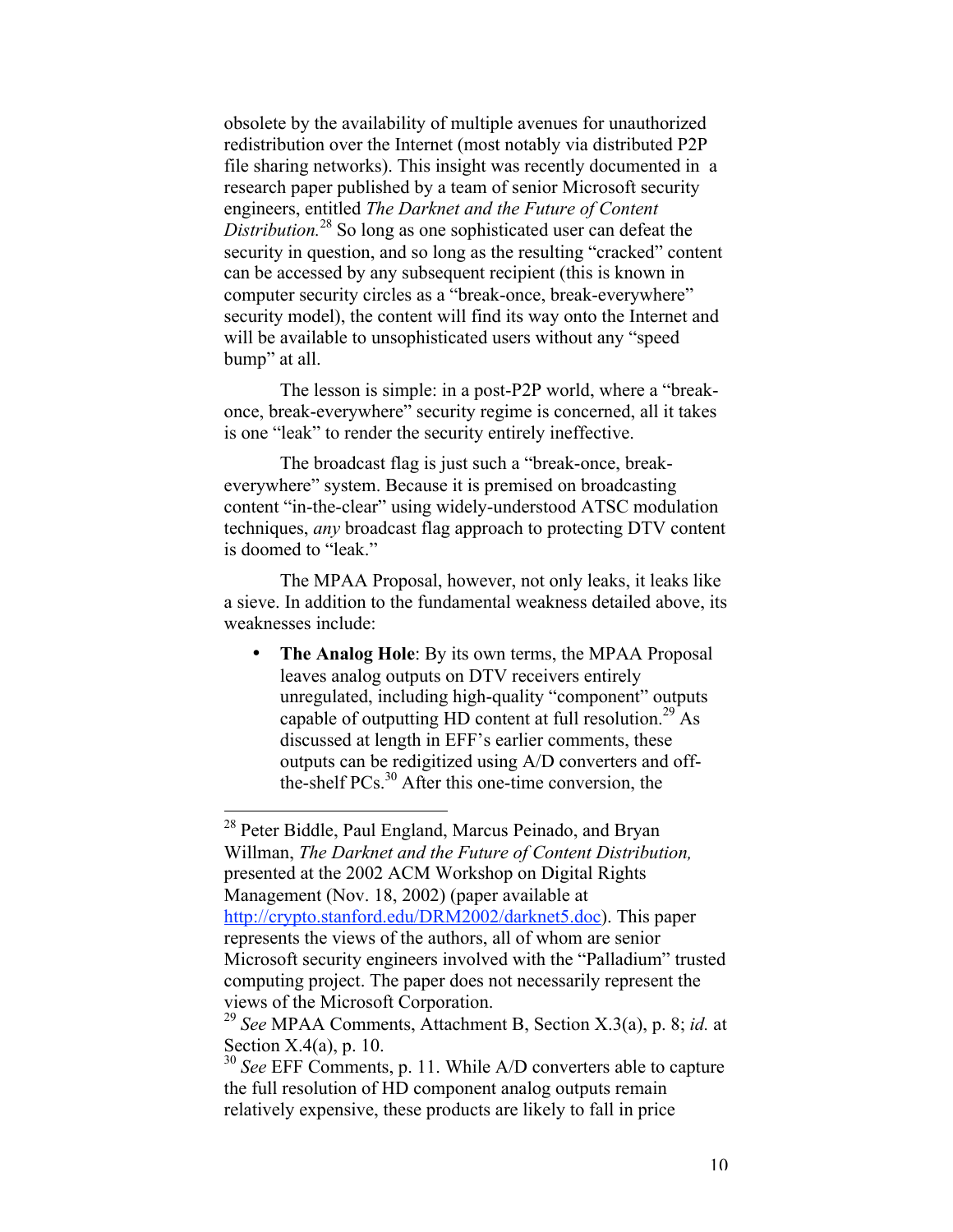obsolete by the availability of multiple avenues for unauthorized redistribution over the Internet (most notably via distributed P2P file sharing networks). This insight was recently documented in a research paper published by a team of senior Microsoft security engineers, entitled *The Darknet and the Future of Content Distribution.*[28] So long as one sophisticated user can defeat the security in question, and so long as the resulting "cracked" content can be accessed by any subsequent recipient (this is known in computer security circles as a "break-once, break-everywhere" security model), the content will find its way onto the Internet and will be available to unsophisticated users without any "speed bump" at all.

The lesson is simple: in a post-P2P world, where a "break-once, break-everywhere" security regime is concerned, all it takes is one "leak" to render the security entirely ineffective.

The broadcast flag is just such a "break-once, break-everywhere" system. Because it is premised on broadcasting content "in-the-clear" using widely-understood ATSC modulation techniques, *any* broadcast flag approach to protecting DTV content is doomed to "leak."

The MPAA Proposal, however, not only leaks, it leaks like a sieve. In addition to the fundamental weakness detailed above, its weaknesses include:

- **The Analog Hole**: By its own terms, the MPAA Proposal leaves analog outputs on DTV receivers entirely unregulated, including high-quality "component" outputs capable of outputting HD content at full resolution.[29] As discussed at length in EFF's earlier comments, these outputs can be redigitized using A/D converters and off-the-shelf PCs.[30] After this one-time conversion, the

---

[28] Peter Biddle, Paul England, Marcus Peinado, and Bryan Willman, *The Darknet and the Future of Content Distribution,* presented at the 2002 ACM Workshop on Digital Rights Management (Nov. 18, 2002) (paper available at http://crypto.stanford.edu/DRM2002/darknet5.doc). This paper represents the views of the authors, all of whom are senior Microsoft security engineers involved with the "Palladium" trusted computing project. The paper does not necessarily represent the views of the Microsoft Corporation.

[29] *See* MPAA Comments, Attachment B, Section X.3(a), p. 8; *id.* at Section X.4(a), p. 10.

[30] *See* EFF Comments, p. 11. While A/D converters able to capture the full resolution of HD component analog outputs remain relatively expensive, these products are likely to fall in price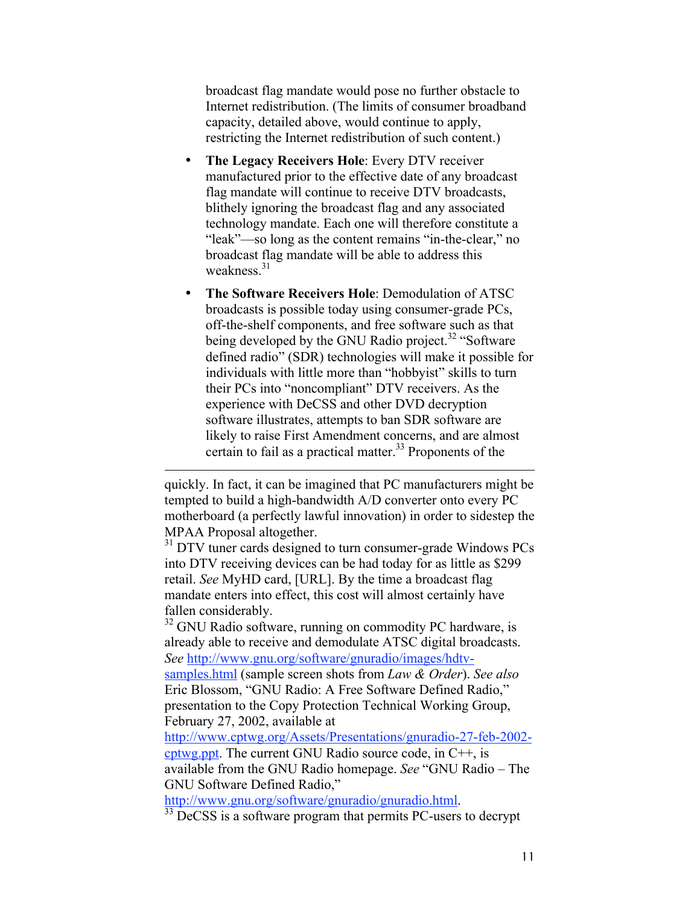broadcast flag mandate would pose no further obstacle to Internet redistribution. (The limits of consumer broadband capacity, detailed above, would continue to apply, restricting the Internet redistribution of such content.)

- **The Legacy Receivers Hole**: Every DTV receiver manufactured prior to the effective date of any broadcast flag mandate will continue to receive DTV broadcasts, blithely ignoring the broadcast flag and any associated technology mandate. Each one will therefore constitute a "leak"—so long as the content remains "in-the-clear," no broadcast flag mandate will be able to address this weakness.[31]

- **The Software Receivers Hole**: Demodulation of ATSC broadcasts is possible today using consumer-grade PCs, off-the-shelf components, and free software such as that being developed by the GNU Radio project.[32] "Software defined radio" (SDR) technologies will make it possible for individuals with little more than "hobbyist" skills to turn their PCs into "noncompliant" DTV receivers. As the experience with DeCSS and other DVD decryption software illustrates, attempts to ban SDR software are likely to raise First Amendment concerns, and are almost certain to fail as a practical matter.[33] Proponents of the

---

quickly. In fact, it can be imagined that PC manufacturers might be tempted to build a high-bandwidth A/D converter onto every PC motherboard (a perfectly lawful innovation) in order to sidestep the MPAA Proposal altogether.

[31] DTV tuner cards designed to turn consumer-grade Windows PCs into DTV receiving devices can be had today for as little as $299 retail. *See* MyHD card, [URL]. By the time a broadcast flag mandate enters into effect, this cost will almost certainly have fallen considerably.

[32] GNU Radio software, running on commodity PC hardware, is already able to receive and demodulate ATSC digital broadcasts. *See* http://www.gnu.org/software/gnuradio/images/hdtv-samples.html (sample screen shots from *Law & Order*). *See also* Eric Blossom, "GNU Radio: A Free Software Defined Radio," presentation to the Copy Protection Technical Working Group, February 27, 2002, available at http://www.cptwg.org/Assets/Presentations/gnuradio-27-feb-2002-cptwg.ppt. The current GNU Radio source code, in C++, is available from the GNU Radio homepage. *See* "GNU Radio – The GNU Software Defined Radio," http://www.gnu.org/software/gnuradio/gnuradio.html.

[33] DeCSS is a software program that permits PC-users to decrypt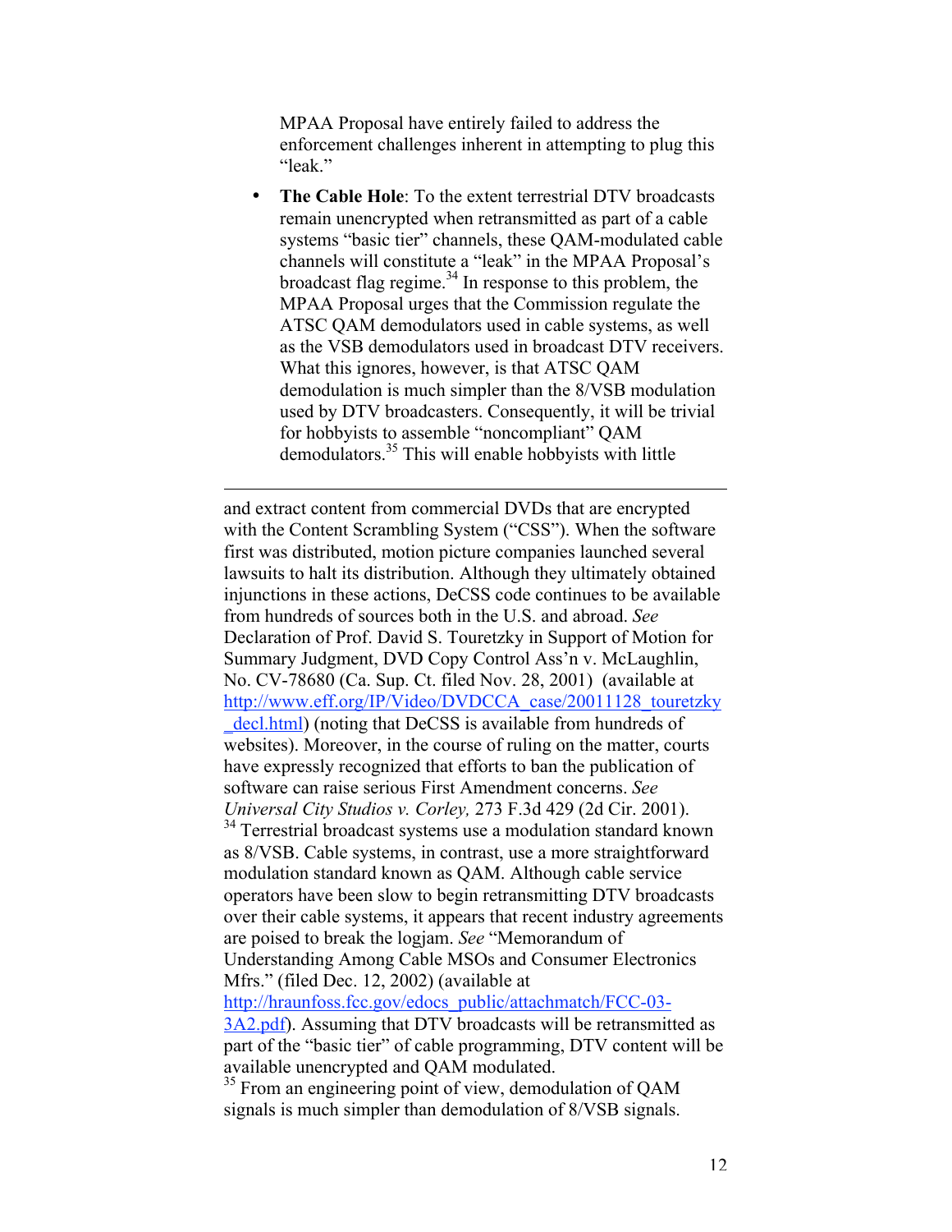MPAA Proposal have entirely failed to address the enforcement challenges inherent in attempting to plug this "leak."

- **The Cable Hole**: To the extent terrestrial DTV broadcasts remain unencrypted when retransmitted as part of a cable systems "basic tier" channels, these QAM-modulated cable channels will constitute a "leak" in the MPAA Proposal's broadcast flag regime.[34] In response to this problem, the MPAA Proposal urges that the Commission regulate the ATSC QAM demodulators used in cable systems, as well as the VSB demodulators used in broadcast DTV receivers. What this ignores, however, is that ATSC QAM demodulation is much simpler than the 8/VSB modulation used by DTV broadcasters. Consequently, it will be trivial for hobbyists to assemble "noncompliant" QAM demodulators.[35] This will enable hobbyists with little

---

and extract content from commercial DVDs that are encrypted with the Content Scrambling System ("CSS"). When the software first was distributed, motion picture companies launched several lawsuits to halt its distribution. Although they ultimately obtained injunctions in these actions, DeCSS code continues to be available from hundreds of sources both in the U.S. and abroad. *See* Declaration of Prof. David S. Touretzky in Support of Motion for Summary Judgment, DVD Copy Control Ass'n v. McLaughlin, No. CV-78680 (Ca. Sup. Ct. filed Nov. 28, 2001) (available at http://www.eff.org/IP/Video/DVDCCA_case/20011128_touretzky_decl.html) (noting that DeCSS is available from hundreds of websites). Moreover, in the course of ruling on the matter, courts have expressly recognized that efforts to ban the publication of software can raise serious First Amendment concerns. *See Universal City Studios v. Corley,* 273 F.3d 429 (2d Cir. 2001).

[34] Terrestrial broadcast systems use a modulation standard known as 8/VSB. Cable systems, in contrast, use a more straightforward modulation standard known as QAM. Although cable service operators have been slow to begin retransmitting DTV broadcasts over their cable systems, it appears that recent industry agreements are poised to break the logjam. *See* "Memorandum of Understanding Among Cable MSOs and Consumer Electronics Mfrs." (filed Dec. 12, 2002) (available at http://hraunfoss.fcc.gov/edocs_public/attachmatch/FCC-03-3A2.pdf). Assuming that DTV broadcasts will be retransmitted as part of the "basic tier" of cable programming, DTV content will be available unencrypted and QAM modulated.

[35] From an engineering point of view, demodulation of QAM signals is much simpler than demodulation of 8/VSB signals.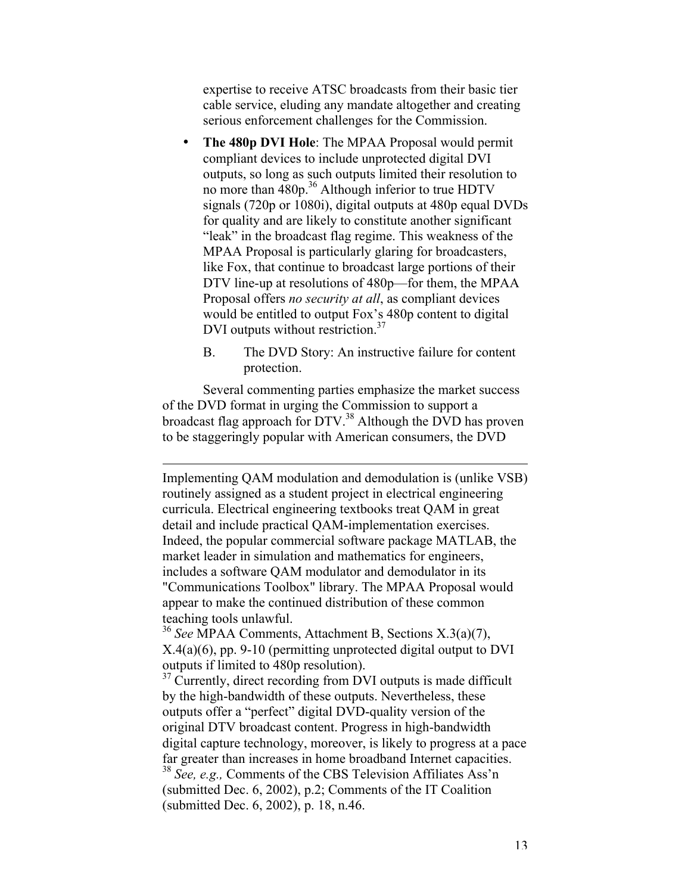expertise to receive ATSC broadcasts from their basic tier cable service, eluding any mandate altogether and creating serious enforcement challenges for the Commission.

- **The 480p DVI Hole**: The MPAA Proposal would permit compliant devices to include unprotected digital DVI outputs, so long as such outputs limited their resolution to no more than 480p.[36] Although inferior to true HDTV signals (720p or 1080i), digital outputs at 480p equal DVDs for quality and are likely to constitute another significant "leak" in the broadcast flag regime. This weakness of the MPAA Proposal is particularly glaring for broadcasters, like Fox, that continue to broadcast large portions of their DTV line-up at resolutions of 480p—for them, the MPAA Proposal offers *no security at all*, as compliant devices would be entitled to output Fox's 480p content to digital DVI outputs without restriction.[37]

### B. The DVD Story: An instructive failure for content protection.

Several commenting parties emphasize the market success of the DVD format in urging the Commission to support a broadcast flag approach for DTV.[38] Although the DVD has proven to be staggeringly popular with American consumers, the DVD

---

Implementing QAM modulation and demodulation is (unlike VSB) routinely assigned as a student project in electrical engineering curricula. Electrical engineering textbooks treat QAM in great detail and include practical QAM-implementation exercises. Indeed, the popular commercial software package MATLAB, the market leader in simulation and mathematics for engineers, includes a software QAM modulator and demodulator in its "Communications Toolbox" library. The MPAA Proposal would appear to make the continued distribution of these common teaching tools unlawful.

[36] *See* MPAA Comments, Attachment B, Sections X.3(a)(7), X.4(a)(6), pp. 9-10 (permitting unprotected digital output to DVI outputs if limited to 480p resolution).

[37] Currently, direct recording from DVI outputs is made difficult by the high-bandwidth of these outputs. Nevertheless, these outputs offer a "perfect" digital DVD-quality version of the original DTV broadcast content. Progress in high-bandwidth digital capture technology, moreover, is likely to progress at a pace far greater than increases in home broadband Internet capacities.

[38] *See, e.g.,* Comments of the CBS Television Affiliates Ass'n (submitted Dec. 6, 2002), p.2; Comments of the IT Coalition (submitted Dec. 6, 2002), p. 18, n.46.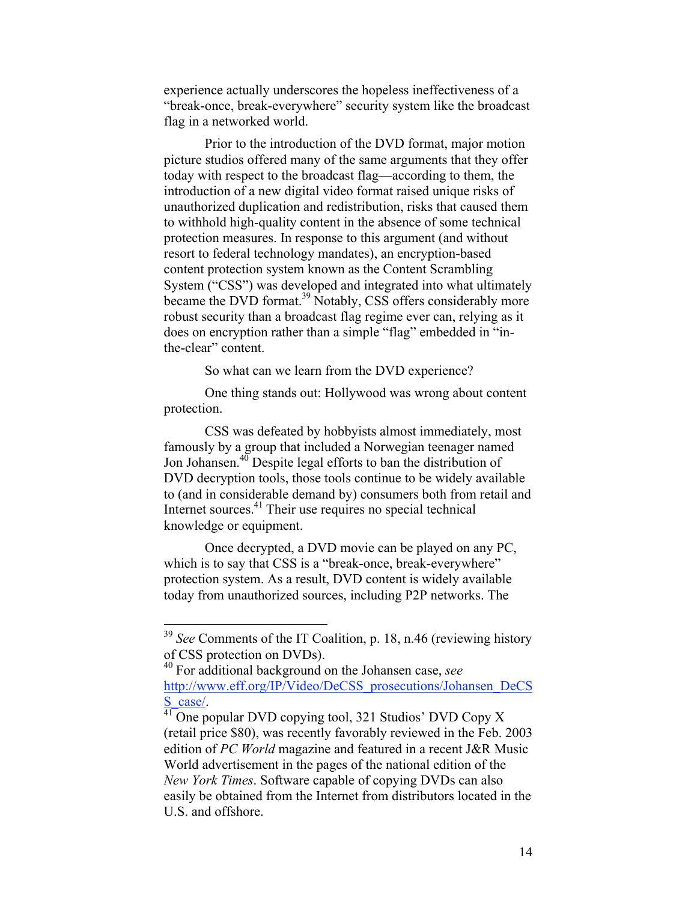experience actually underscores the hopeless ineffectiveness of a "break-once, break-everywhere" security system like the broadcast flag in a networked world.

Prior to the introduction of the DVD format, major motion picture studios offered many of the same arguments that they offer today with respect to the broadcast flag—according to them, the introduction of a new digital video format raised unique risks of unauthorized duplication and redistribution, risks that caused them to withhold high-quality content in the absence of some technical protection measures. In response to this argument (and without resort to federal technology mandates), an encryption-based content protection system known as the Content Scrambling System ("CSS") was developed and integrated into what ultimately became the DVD format.[39] Notably, CSS offers considerably more robust security than a broadcast flag regime ever can, relying as it does on encryption rather than a simple "flag" embedded in "in-the-clear" content.

So what can we learn from the DVD experience?

One thing stands out: Hollywood was wrong about content protection.

CSS was defeated by hobbyists almost immediately, most famously by a group that included a Norwegian teenager named Jon Johansen.[40] Despite legal efforts to ban the distribution of DVD decryption tools, those tools continue to be widely available to (and in considerable demand by) consumers both from retail and Internet sources.[41] Their use requires no special technical knowledge or equipment.

Once decrypted, a DVD movie can be played on any PC, which is to say that CSS is a "break-once, break-everywhere" protection system. As a result, DVD content is widely available today from unauthorized sources, including P2P networks. The

---

[39] *See* Comments of the IT Coalition, p. 18, n.46 (reviewing history of CSS protection on DVDs).

[40] For additional background on the Johansen case, *see* http://www.eff.org/IP/Video/DeCSS_prosecutions/Johansen_DeCSS_case/.

[41] One popular DVD copying tool, 321 Studios' DVD Copy X (retail price $80), was recently favorably reviewed in the Feb. 2003 edition of *PC World* magazine and featured in a recent J&R Music World advertisement in the pages of the national edition of the *New York Times*. Software capable of copying DVDs can also easily be obtained from the Internet from distributors located in the U.S. and offshore.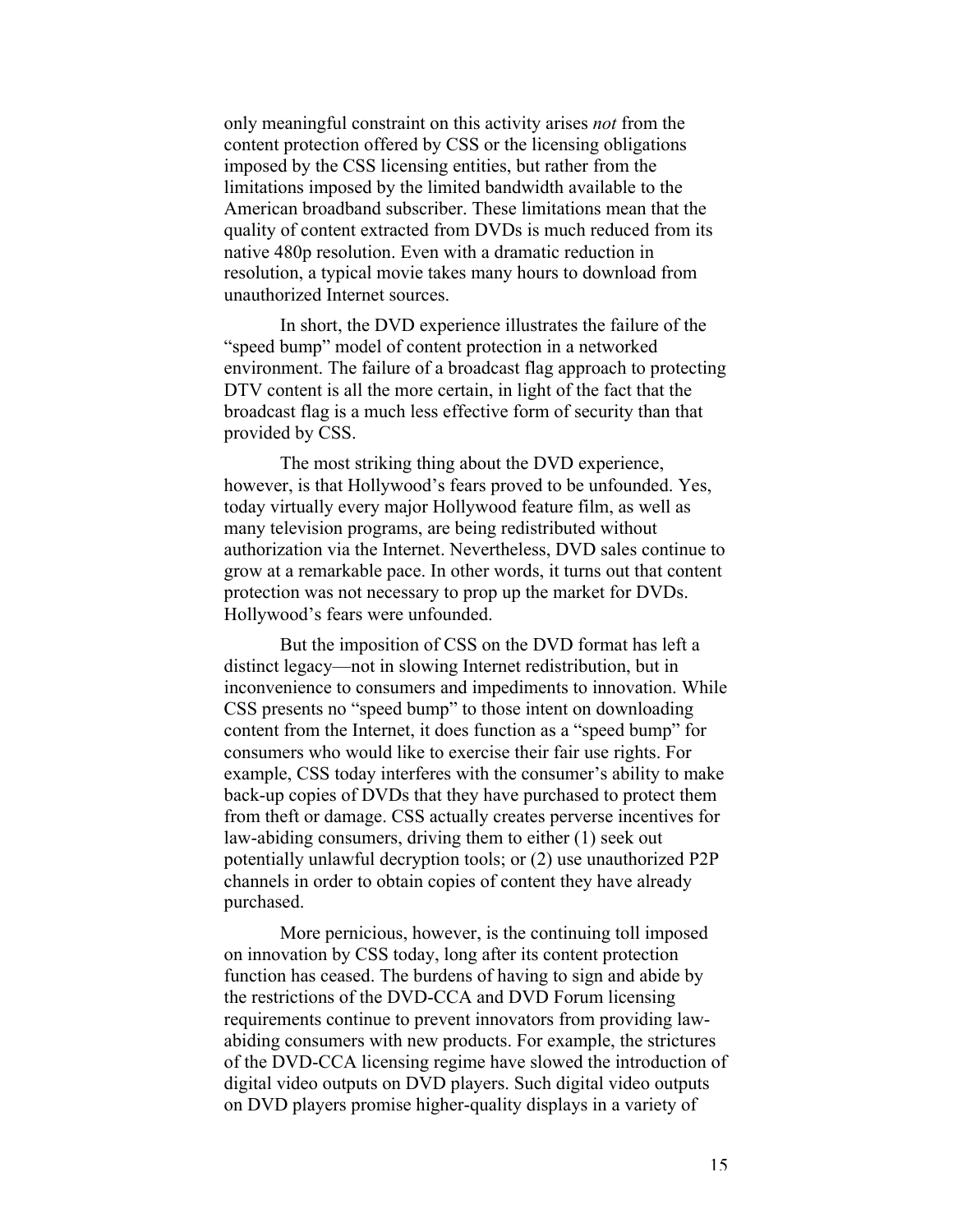only meaningful constraint on this activity arises *not* from the content protection offered by CSS or the licensing obligations imposed by the CSS licensing entities, but rather from the limitations imposed by the limited bandwidth available to the American broadband subscriber. These limitations mean that the quality of content extracted from DVDs is much reduced from its native 480p resolution. Even with a dramatic reduction in resolution, a typical movie takes many hours to download from unauthorized Internet sources.

In short, the DVD experience illustrates the failure of the "speed bump" model of content protection in a networked environment. The failure of a broadcast flag approach to protecting DTV content is all the more certain, in light of the fact that the broadcast flag is a much less effective form of security than that provided by CSS.

The most striking thing about the DVD experience, however, is that Hollywood's fears proved to be unfounded. Yes, today virtually every major Hollywood feature film, as well as many television programs, are being redistributed without authorization via the Internet. Nevertheless, DVD sales continue to grow at a remarkable pace. In other words, it turns out that content protection was not necessary to prop up the market for DVDs. Hollywood's fears were unfounded.

But the imposition of CSS on the DVD format has left a distinct legacy—not in slowing Internet redistribution, but in inconvenience to consumers and impediments to innovation. While CSS presents no "speed bump" to those intent on downloading content from the Internet, it does function as a "speed bump" for consumers who would like to exercise their fair use rights. For example, CSS today interferes with the consumer's ability to make back-up copies of DVDs that they have purchased to protect them from theft or damage. CSS actually creates perverse incentives for law-abiding consumers, driving them to either (1) seek out potentially unlawful decryption tools; or (2) use unauthorized P2P channels in order to obtain copies of content they have already purchased.

More pernicious, however, is the continuing toll imposed on innovation by CSS today, long after its content protection function has ceased. The burdens of having to sign and abide by the restrictions of the DVD-CCA and DVD Forum licensing requirements continue to prevent innovators from providing law-abiding consumers with new products. For example, the strictures of the DVD-CCA licensing regime have slowed the introduction of digital video outputs on DVD players. Such digital video outputs on DVD players promise higher-quality displays in a variety of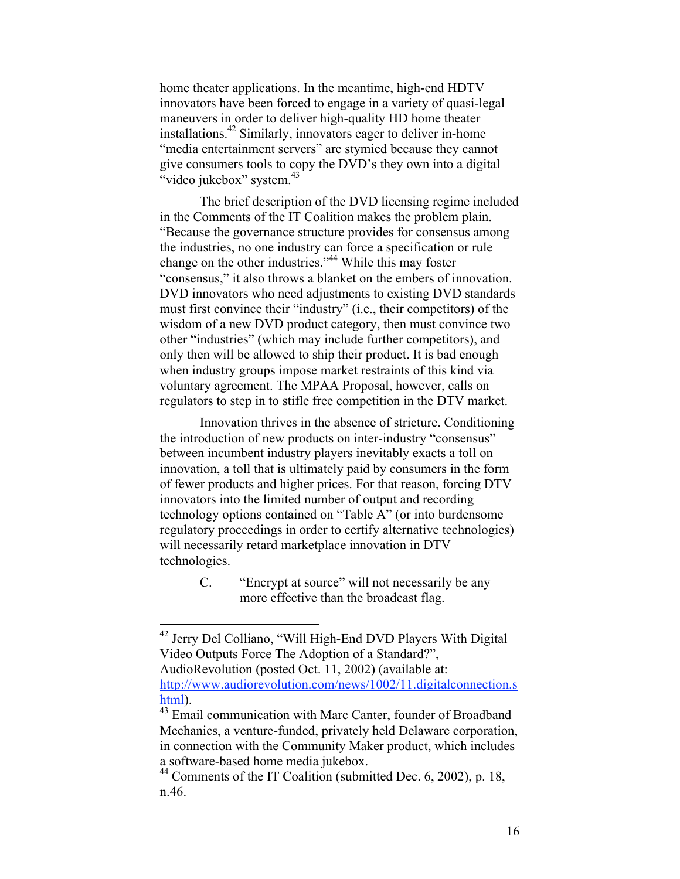home theater applications. In the meantime, high-end HDTV innovators have been forced to engage in a variety of quasi-legal maneuvers in order to deliver high-quality HD home theater installations.[42] Similarly, innovators eager to deliver in-home "media entertainment servers" are stymied because they cannot give consumers tools to copy the DVD's they own into a digital "video jukebox" system.[43]

The brief description of the DVD licensing regime included in the Comments of the IT Coalition makes the problem plain. "Because the governance structure provides for consensus among the industries, no one industry can force a specification or rule change on the other industries."[44] While this may foster "consensus," it also throws a blanket on the embers of innovation. DVD innovators who need adjustments to existing DVD standards must first convince their "industry" (i.e., their competitors) of the wisdom of a new DVD product category, then must convince two other "industries" (which may include further competitors), and only then will be allowed to ship their product. It is bad enough when industry groups impose market restraints of this kind via voluntary agreement. The MPAA Proposal, however, calls on regulators to step in to stifle free competition in the DTV market.

Innovation thrives in the absence of stricture. Conditioning the introduction of new products on inter-industry "consensus" between incumbent industry players inevitably exacts a toll on innovation, a toll that is ultimately paid by consumers in the form of fewer products and higher prices. For that reason, forcing DTV innovators into the limited number of output and recording technology options contained on "Table A" (or into burdensome regulatory proceedings in order to certify alternative technologies) will necessarily retard marketplace innovation in DTV technologies.

### C. "Encrypt at source" will not necessarily be any more effective than the broadcast flag.

---

[42] Jerry Del Colliano, "Will High-End DVD Players With Digital Video Outputs Force The Adoption of a Standard?", AudioRevolution (posted Oct. 11, 2002) (available at: http://www.audiorevolution.com/news/1002/11.digitalconnection.shtml).

[43] Email communication with Marc Canter, founder of Broadband Mechanics, a venture-funded, privately held Delaware corporation, in connection with the Community Maker product, which includes a software-based home media jukebox.

[44] Comments of the IT Coalition (submitted Dec. 6, 2002), p. 18, n.46.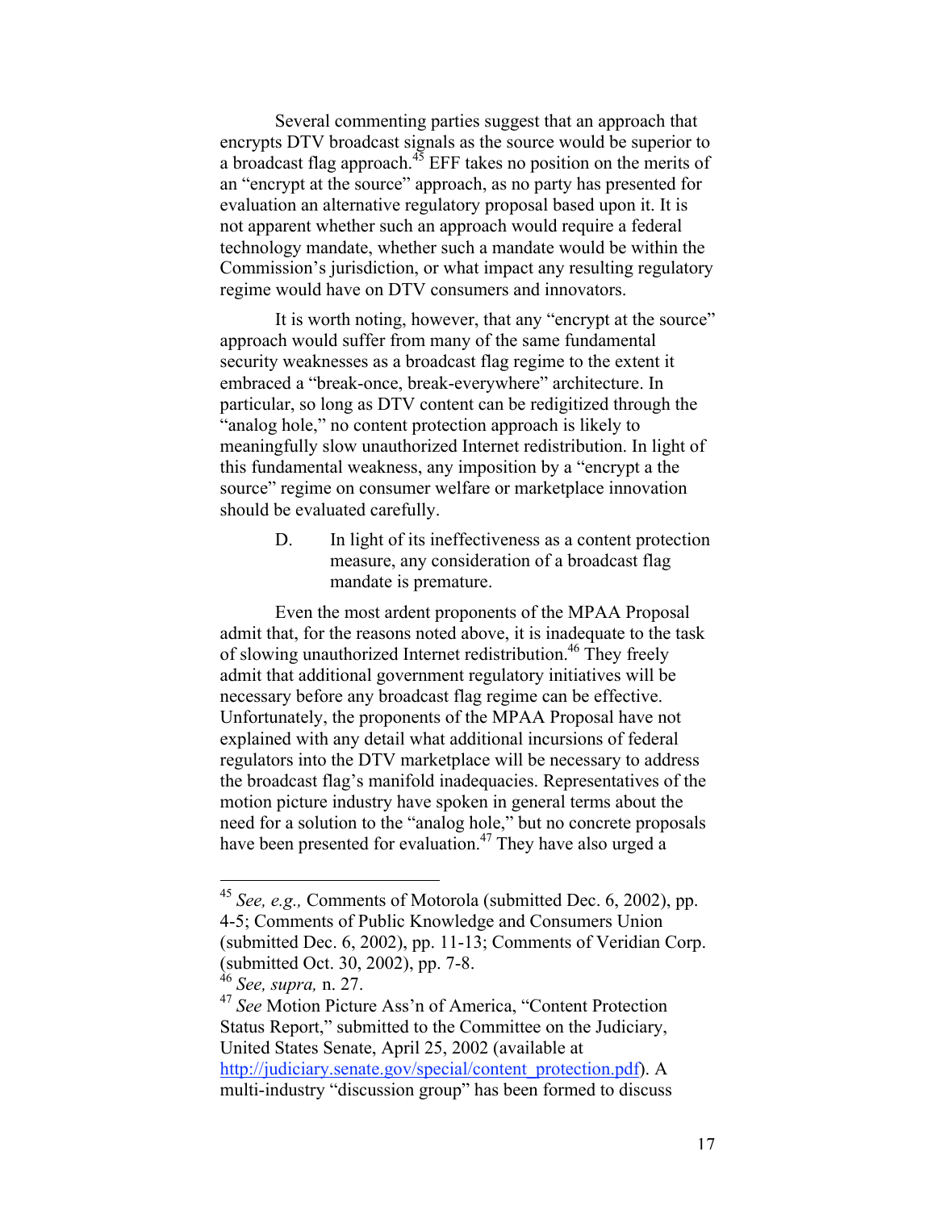Several commenting parties suggest that an approach that encrypts DTV broadcast signals as the source would be superior to a broadcast flag approach.[45] EFF takes no position on the merits of an "encrypt at the source" approach, as no party has presented for evaluation an alternative regulatory proposal based upon it. It is not apparent whether such an approach would require a federal technology mandate, whether such a mandate would be within the Commission's jurisdiction, or what impact any resulting regulatory regime would have on DTV consumers and innovators.

It is worth noting, however, that any "encrypt at the source" approach would suffer from many of the same fundamental security weaknesses as a broadcast flag regime to the extent it embraced a "break-once, break-everywhere" architecture. In particular, so long as DTV content can be redigitized through the "analog hole," no content protection approach is likely to meaningfully slow unauthorized Internet redistribution. In light of this fundamental weakness, any imposition by a "encrypt a the source" regime on consumer welfare or marketplace innovation should be evaluated carefully.

### D. In light of its ineffectiveness as a content protection measure, any consideration of a broadcast flag mandate is premature.

Even the most ardent proponents of the MPAA Proposal admit that, for the reasons noted above, it is inadequate to the task of slowing unauthorized Internet redistribution.[46] They freely admit that additional government regulatory initiatives will be necessary before any broadcast flag regime can be effective. Unfortunately, the proponents of the MPAA Proposal have not explained with any detail what additional incursions of federal regulators into the DTV marketplace will be necessary to address the broadcast flag's manifold inadequacies. Representatives of the motion picture industry have spoken in general terms about the need for a solution to the "analog hole," but no concrete proposals have been presented for evaluation.[47] They have also urged a

---

[45] *See, e.g.,* Comments of Motorola (submitted Dec. 6, 2002), pp. 4-5; Comments of Public Knowledge and Consumers Union (submitted Dec. 6, 2002), pp. 11-13; Comments of Veridian Corp. (submitted Oct. 30, 2002), pp. 7-8.

[46] *See, supra,* n. 27.

[47] *See* Motion Picture Ass'n of America, "Content Protection Status Report," submitted to the Committee on the Judiciary, United States Senate, April 25, 2002 (available at http://judiciary.senate.gov/special/content_protection.pdf). A multi-industry "discussion group" has been formed to discuss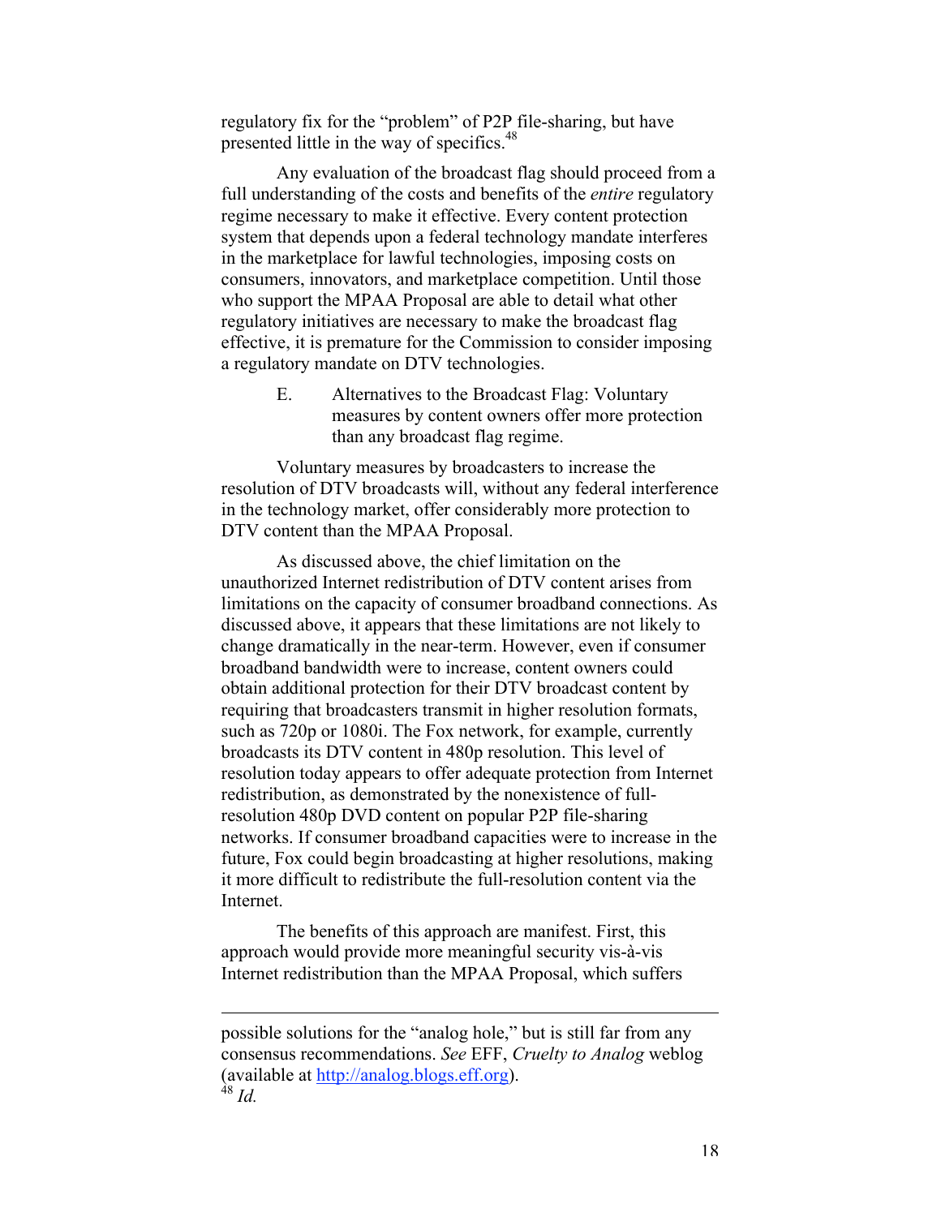regulatory fix for the "problem" of P2P file-sharing, but have presented little in the way of specifics.[48]

Any evaluation of the broadcast flag should proceed from a full understanding of the costs and benefits of the *entire* regulatory regime necessary to make it effective. Every content protection system that depends upon a federal technology mandate interferes in the marketplace for lawful technologies, imposing costs on consumers, innovators, and marketplace competition. Until those who support the MPAA Proposal are able to detail what other regulatory initiatives are necessary to make the broadcast flag effective, it is premature for the Commission to consider imposing a regulatory mandate on DTV technologies.

### E. Alternatives to the Broadcast Flag: Voluntary measures by content owners offer more protection than any broadcast flag regime.

Voluntary measures by broadcasters to increase the resolution of DTV broadcasts will, without any federal interference in the technology market, offer considerably more protection to DTV content than the MPAA Proposal.

As discussed above, the chief limitation on the unauthorized Internet redistribution of DTV content arises from limitations on the capacity of consumer broadband connections. As discussed above, it appears that these limitations are not likely to change dramatically in the near-term. However, even if consumer broadband bandwidth were to increase, content owners could obtain additional protection for their DTV broadcast content by requiring that broadcasters transmit in higher resolution formats, such as 720p or 1080i. The Fox network, for example, currently broadcasts its DTV content in 480p resolution. This level of resolution today appears to offer adequate protection from Internet redistribution, as demonstrated by the nonexistence of full-resolution 480p DVD content on popular P2P file-sharing networks. If consumer broadband capacities were to increase in the future, Fox could begin broadcasting at higher resolutions, making it more difficult to redistribute the full-resolution content via the Internet.

The benefits of this approach are manifest. First, this approach would provide more meaningful security vis-à-vis Internet redistribution than the MPAA Proposal, which suffers

---

possible solutions for the "analog hole," but is still far from any consensus recommendations. *See* EFF, *Cruelty to Analog* weblog (available at http://analog.blogs.eff.org).

[48] *Id.*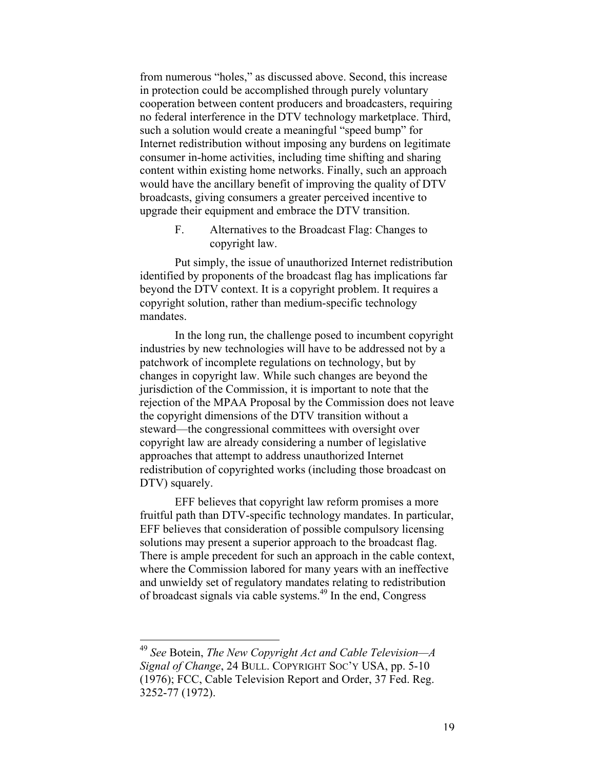from numerous "holes," as discussed above. Second, this increase in protection could be accomplished through purely voluntary cooperation between content producers and broadcasters, requiring no federal interference in the DTV technology marketplace. Third, such a solution would create a meaningful "speed bump" for Internet redistribution without imposing any burdens on legitimate consumer in-home activities, including time shifting and sharing content within existing home networks. Finally, such an approach would have the ancillary benefit of improving the quality of DTV broadcasts, giving consumers a greater perceived incentive to upgrade their equipment and embrace the DTV transition.

### F. Alternatives to the Broadcast Flag: Changes to copyright law.

Put simply, the issue of unauthorized Internet redistribution identified by proponents of the broadcast flag has implications far beyond the DTV context. It is a copyright problem. It requires a copyright solution, rather than medium-specific technology mandates.

In the long run, the challenge posed to incumbent copyright industries by new technologies will have to be addressed not by a patchwork of incomplete regulations on technology, but by changes in copyright law. While such changes are beyond the jurisdiction of the Commission, it is important to note that the rejection of the MPAA Proposal by the Commission does not leave the copyright dimensions of the DTV transition without a steward—the congressional committees with oversight over copyright law are already considering a number of legislative approaches that attempt to address unauthorized Internet redistribution of copyrighted works (including those broadcast on DTV) squarely.

EFF believes that copyright law reform promises a more fruitful path than DTV-specific technology mandates. In particular, EFF believes that consideration of possible compulsory licensing solutions may present a superior approach to the broadcast flag. There is ample precedent for such an approach in the cable context, where the Commission labored for many years with an ineffective and unwieldy set of regulatory mandates relating to redistribution of broadcast signals via cable systems.[49] In the end, Congress

---

[49] *See* Botein, *The New Copyright Act and Cable Television—A Signal of Change*, 24 BULL. COPYRIGHT SOC'Y USA, pp. 5-10 (1976); FCC, Cable Television Report and Order, 37 Fed. Reg. 3252-77 (1972).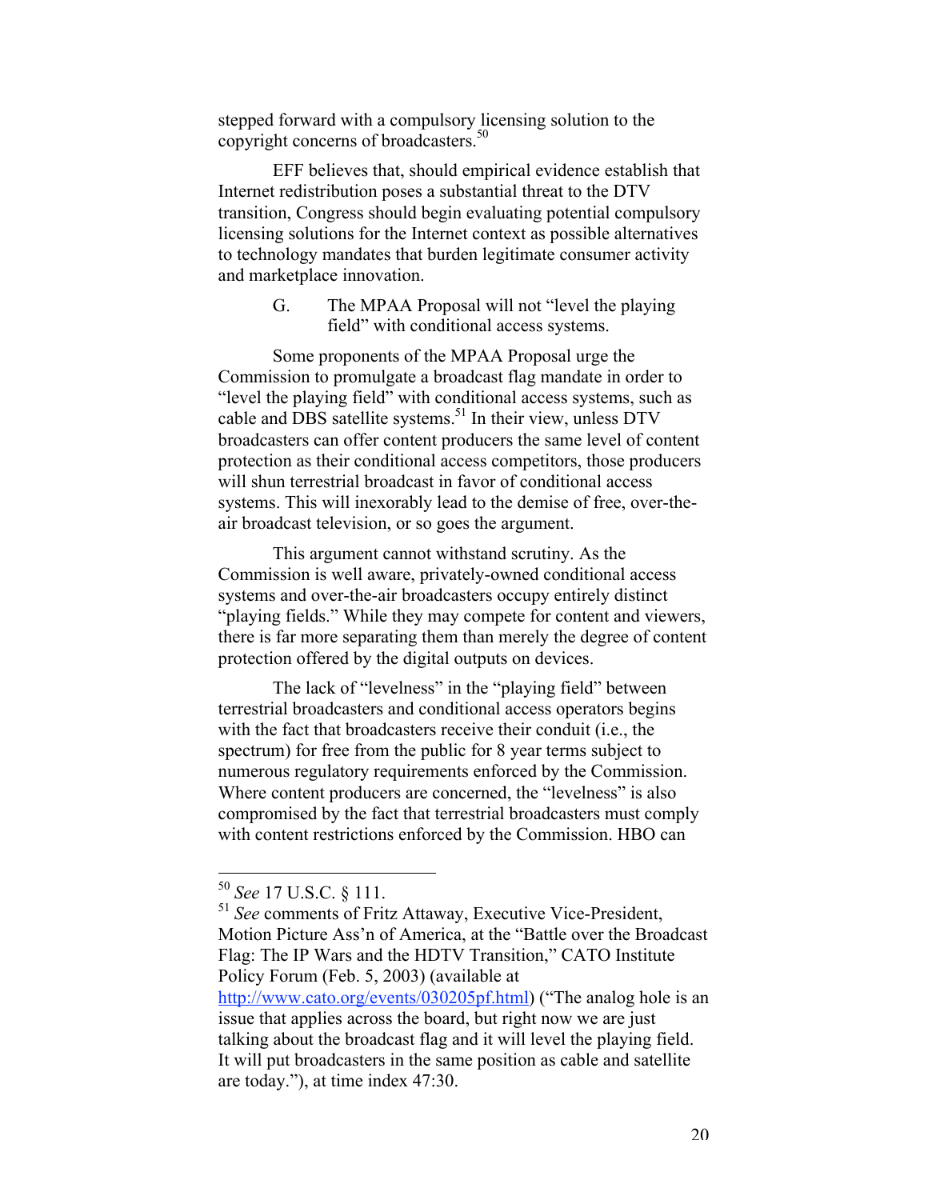stepped forward with a compulsory licensing solution to the copyright concerns of broadcasters.[50]

EFF believes that, should empirical evidence establish that Internet redistribution poses a substantial threat to the DTV transition, Congress should begin evaluating potential compulsory licensing solutions for the Internet context as possible alternatives to technology mandates that burden legitimate consumer activity and marketplace innovation.

### G. The MPAA Proposal will not "level the playing field" with conditional access systems.

Some proponents of the MPAA Proposal urge the Commission to promulgate a broadcast flag mandate in order to "level the playing field" with conditional access systems, such as cable and DBS satellite systems.[51] In their view, unless DTV broadcasters can offer content producers the same level of content protection as their conditional access competitors, those producers will shun terrestrial broadcast in favor of conditional access systems. This will inexorably lead to the demise of free, over-the-air broadcast television, or so goes the argument.

This argument cannot withstand scrutiny. As the Commission is well aware, privately-owned conditional access systems and over-the-air broadcasters occupy entirely distinct "playing fields." While they may compete for content and viewers, there is far more separating them than merely the degree of content protection offered by the digital outputs on devices.

The lack of "levelness" in the "playing field" between terrestrial broadcasters and conditional access operators begins with the fact that broadcasters receive their conduit (i.e., the spectrum) for free from the public for 8 year terms subject to numerous regulatory requirements enforced by the Commission. Where content producers are concerned, the "levelness" is also compromised by the fact that terrestrial broadcasters must comply with content restrictions enforced by the Commission. HBO can

---

[50] *See* 17 U.S.C. § 111.

[51] *See* comments of Fritz Attaway, Executive Vice-President, Motion Picture Ass'n of America, at the "Battle over the Broadcast Flag: The IP Wars and the HDTV Transition," CATO Institute Policy Forum (Feb. 5, 2003) (available at http://www.cato.org/events/030205pf.html) ("The analog hole is an issue that applies across the board, but right now we are just talking about the broadcast flag and it will level the playing field. It will put broadcasters in the same position as cable and satellite are today."), at time index 47:30.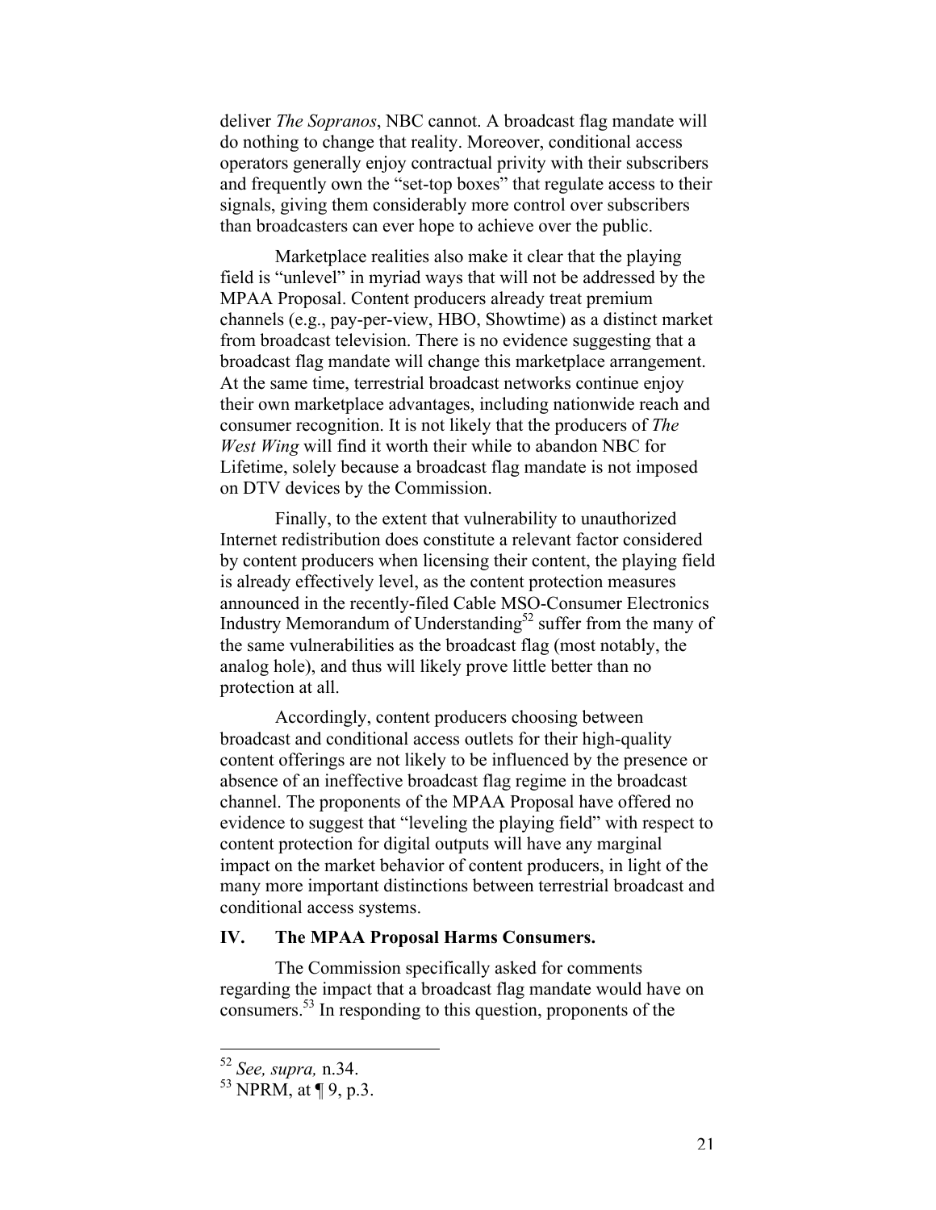deliver *The Sopranos*, NBC cannot. A broadcast flag mandate will do nothing to change that reality. Moreover, conditional access operators generally enjoy contractual privity with their subscribers and frequently own the "set-top boxes" that regulate access to their signals, giving them considerably more control over subscribers than broadcasters can ever hope to achieve over the public.

Marketplace realities also make it clear that the playing field is "unlevel" in myriad ways that will not be addressed by the MPAA Proposal. Content producers already treat premium channels (e.g., pay-per-view, HBO, Showtime) as a distinct market from broadcast television. There is no evidence suggesting that a broadcast flag mandate will change this marketplace arrangement. At the same time, terrestrial broadcast networks continue enjoy their own marketplace advantages, including nationwide reach and consumer recognition. It is not likely that the producers of *The West Wing* will find it worth their while to abandon NBC for Lifetime, solely because a broadcast flag mandate is not imposed on DTV devices by the Commission.

Finally, to the extent that vulnerability to unauthorized Internet redistribution does constitute a relevant factor considered by content producers when licensing their content, the playing field is already effectively level, as the content protection measures announced in the recently-filed Cable MSO-Consumer Electronics Industry Memorandum of Understanding[52] suffer from the many of the same vulnerabilities as the broadcast flag (most notably, the analog hole), and thus will likely prove little better than no protection at all.

Accordingly, content producers choosing between broadcast and conditional access outlets for their high-quality content offerings are not likely to be influenced by the presence or absence of an ineffective broadcast flag regime in the broadcast channel. The proponents of the MPAA Proposal have offered no evidence to suggest that "leveling the playing field" with respect to content protection for digital outputs will have any marginal impact on the market behavior of content producers, in light of the many more important distinctions between terrestrial broadcast and conditional access systems.

## IV. The MPAA Proposal Harms Consumers.

The Commission specifically asked for comments regarding the impact that a broadcast flag mandate would have on consumers.[53] In responding to this question, proponents of the

---

[52] *See, supra,* n.34.

[53] NPRM, at ¶ 9, p.3.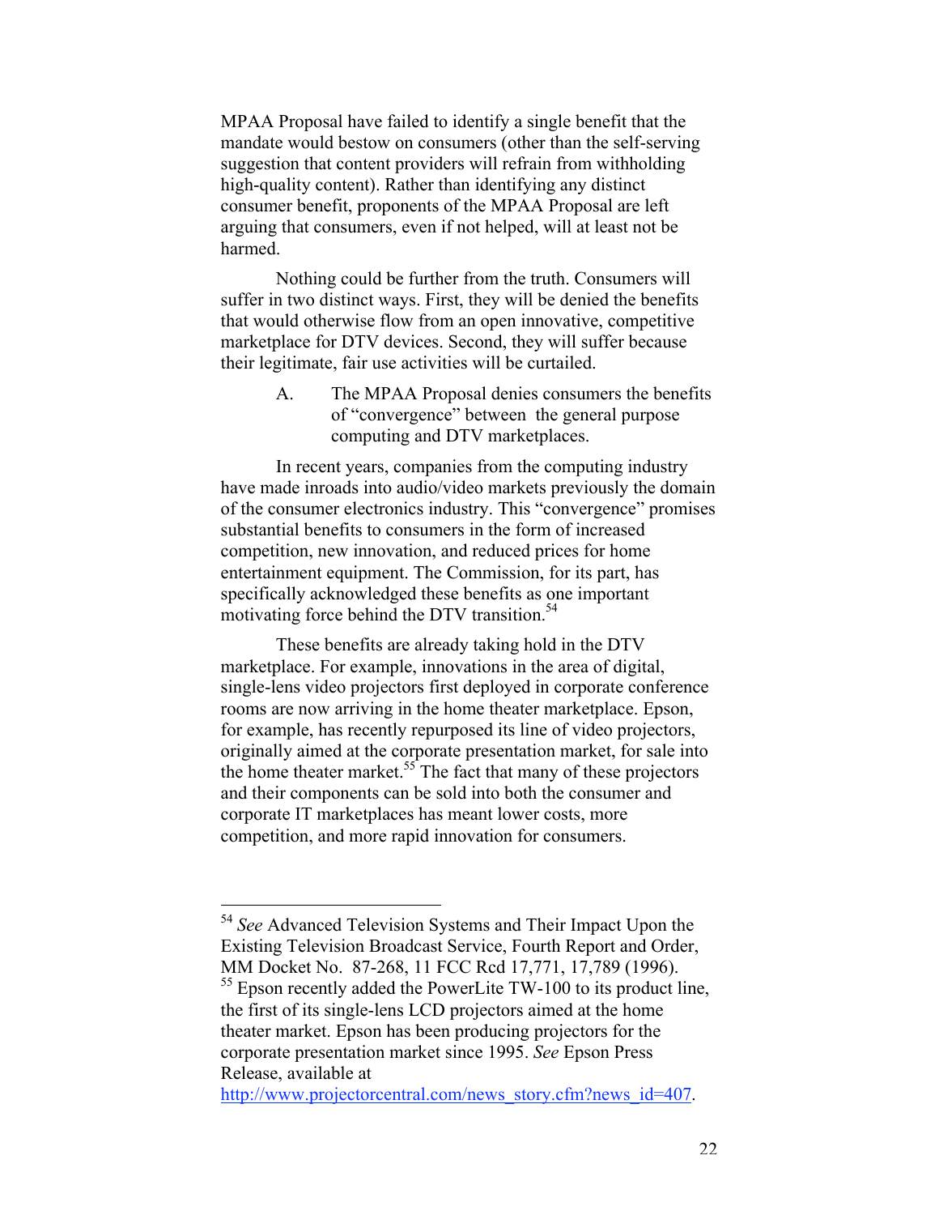MPAA Proposal have failed to identify a single benefit that the mandate would bestow on consumers (other than the self-serving suggestion that content providers will refrain from withholding high-quality content). Rather than identifying any distinct consumer benefit, proponents of the MPAA Proposal are left arguing that consumers, even if not helped, will at least not be harmed.

Nothing could be further from the truth. Consumers will suffer in two distinct ways. First, they will be denied the benefits that would otherwise flow from an open innovative, competitive marketplace for DTV devices. Second, they will suffer because their legitimate, fair use activities will be curtailed.

### A. The MPAA Proposal denies consumers the benefits of "convergence" between the general purpose computing and DTV marketplaces.

In recent years, companies from the computing industry have made inroads into audio/video markets previously the domain of the consumer electronics industry. This "convergence" promises substantial benefits to consumers in the form of increased competition, new innovation, and reduced prices for home entertainment equipment. The Commission, for its part, has specifically acknowledged these benefits as one important motivating force behind the DTV transition.[54]

These benefits are already taking hold in the DTV marketplace. For example, innovations in the area of digital, single-lens video projectors first deployed in corporate conference rooms are now arriving in the home theater marketplace. Epson, for example, has recently repurposed its line of video projectors, originally aimed at the corporate presentation market, for sale into the home theater market.[55] The fact that many of these projectors and their components can be sold into both the consumer and corporate IT marketplaces has meant lower costs, more competition, and more rapid innovation for consumers.

---

[54] *See* Advanced Television Systems and Their Impact Upon the Existing Television Broadcast Service, Fourth Report and Order, MM Docket No. 87-268, 11 FCC Rcd 17,771, 17,789 (1996).

[55] Epson recently added the PowerLite TW-100 to its product line, the first of its single-lens LCD projectors aimed at the home theater market. Epson has been producing projectors for the corporate presentation market since 1995. *See* Epson Press Release, available at http://www.projectorcentral.com/news_story.cfm?news_id=407.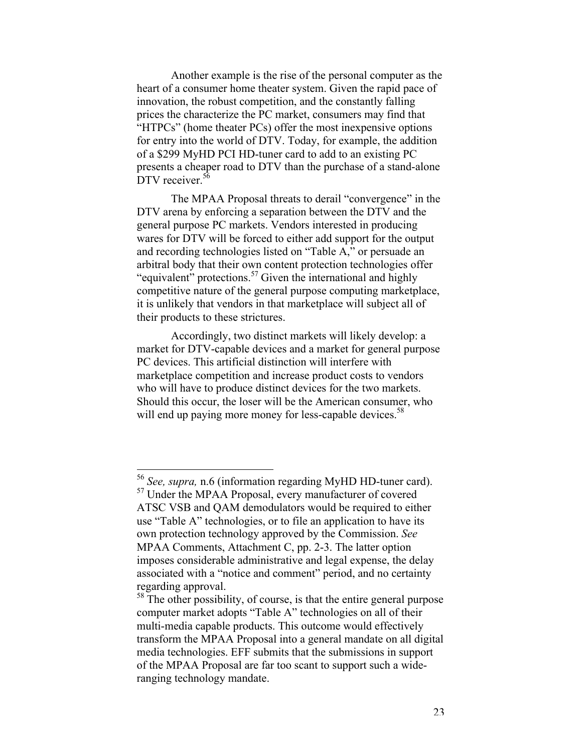Another example is the rise of the personal computer as the heart of a consumer home theater system. Given the rapid pace of innovation, the robust competition, and the constantly falling prices the characterize the PC market, consumers may find that "HTPCs" (home theater PCs) offer the most inexpensive options for entry into the world of DTV. Today, for example, the addition of a $299 MyHD PCI HD-tuner card to add to an existing PC presents a cheaper road to DTV than the purchase of a stand-alone DTV receiver.[56]

The MPAA Proposal threats to derail "convergence" in the DTV arena by enforcing a separation between the DTV and the general purpose PC markets. Vendors interested in producing wares for DTV will be forced to either add support for the output and recording technologies listed on "Table A," or persuade an arbitral body that their own content protection technologies offer "equivalent" protections.[57] Given the international and highly competitive nature of the general purpose computing marketplace, it is unlikely that vendors in that marketplace will subject all of their products to these strictures.

Accordingly, two distinct markets will likely develop: a market for DTV-capable devices and a market for general purpose PC devices. This artificial distinction will interfere with marketplace competition and increase product costs to vendors who will have to produce distinct devices for the two markets. Should this occur, the loser will be the American consumer, who will end up paying more money for less-capable devices.[58]

---

[56] *See, supra,* n.6 (information regarding MyHD HD-tuner card).

[57] Under the MPAA Proposal, every manufacturer of covered ATSC VSB and QAM demodulators would be required to either use "Table A" technologies, or to file an application to have its own protection technology approved by the Commission. *See* MPAA Comments, Attachment C, pp. 2-3. The latter option imposes considerable administrative and legal expense, the delay associated with a "notice and comment" period, and no certainty regarding approval.

[58] The other possibility, of course, is that the entire general purpose computer market adopts "Table A" technologies on all of their multi-media capable products. This outcome would effectively transform the MPAA Proposal into a general mandate on all digital media technologies. EFF submits that the submissions in support of the MPAA Proposal are far too scant to support such a wide-ranging technology mandate.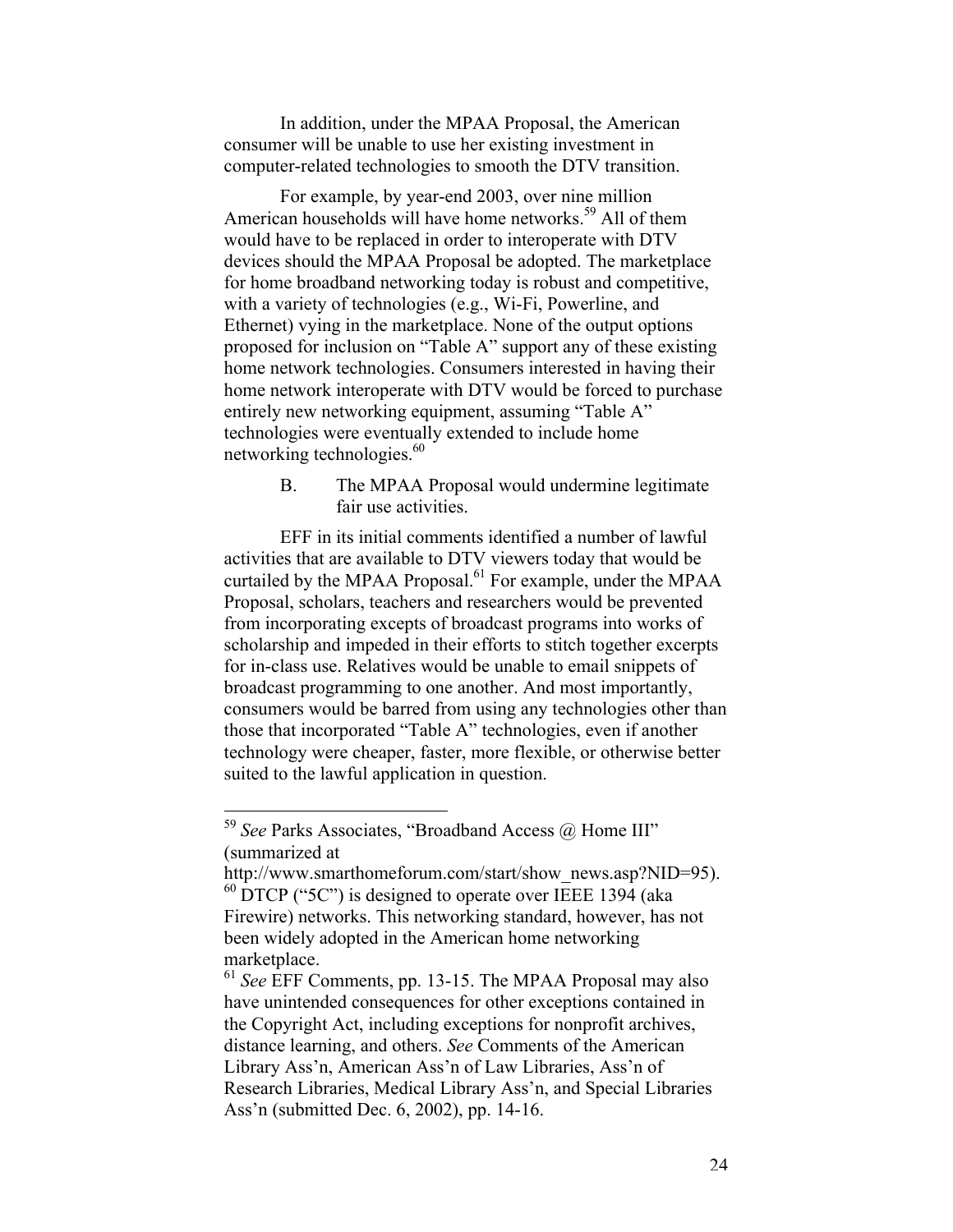In addition, under the MPAA Proposal, the American consumer will be unable to use her existing investment in computer-related technologies to smooth the DTV transition.

For example, by year-end 2003, over nine million American households will have home networks.[59] All of them would have to be replaced in order to interoperate with DTV devices should the MPAA Proposal be adopted. The marketplace for home broadband networking today is robust and competitive, with a variety of technologies (e.g., Wi-Fi, Powerline, and Ethernet) vying in the marketplace. None of the output options proposed for inclusion on "Table A" support any of these existing home network technologies. Consumers interested in having their home network interoperate with DTV would be forced to purchase entirely new networking equipment, assuming "Table A" technologies were eventually extended to include home networking technologies.[60]

B. The MPAA Proposal would undermine legitimate fair use activities.

EFF in its initial comments identified a number of lawful activities that are available to DTV viewers today that would be curtailed by the MPAA Proposal.[61] For example, under the MPAA Proposal, scholars, teachers and researchers would be prevented from incorporating excepts of broadcast programs into works of scholarship and impeded in their efforts to stitch together excerpts for in-class use. Relatives would be unable to email snippets of broadcast programming to one another. And most importantly, consumers would be barred from using any technologies other than those that incorporated "Table A" technologies, even if another technology were cheaper, faster, more flexible, or otherwise better suited to the lawful application in question.

---

[59] *See* Parks Associates, "Broadband Access @ Home III" (summarized at http://www.smarthomeforum.com/start/show_news.asp?NID=95).

[60] DTCP ("5C") is designed to operate over IEEE 1394 (aka Firewire) networks. This networking standard, however, has not been widely adopted in the American home networking marketplace.

[61] *See* EFF Comments, pp. 13-15. The MPAA Proposal may also have unintended consequences for other exceptions contained in the Copyright Act, including exceptions for nonprofit archives, distance learning, and others. *See* Comments of the American Library Ass'n, American Ass'n of Law Libraries, Ass'n of Research Libraries, Medical Library Ass'n, and Special Libraries Ass'n (submitted Dec. 6, 2002), pp. 14-16.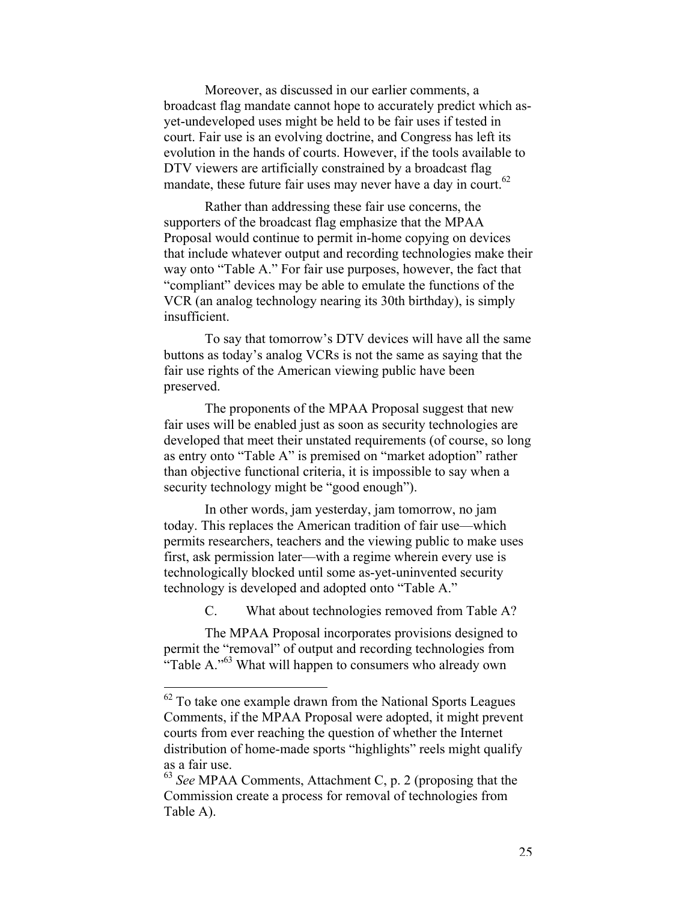Moreover, as discussed in our earlier comments, a broadcast flag mandate cannot hope to accurately predict which as-yet-undeveloped uses might be held to be fair uses if tested in court. Fair use is an evolving doctrine, and Congress has left its evolution in the hands of courts. However, if the tools available to DTV viewers are artificially constrained by a broadcast flag mandate, these future fair uses may never have a day in court.[62]

Rather than addressing these fair use concerns, the supporters of the broadcast flag emphasize that the MPAA Proposal would continue to permit in-home copying on devices that include whatever output and recording technologies make their way onto "Table A." For fair use purposes, however, the fact that "compliant" devices may be able to emulate the functions of the VCR (an analog technology nearing its 30th birthday), is simply insufficient.

To say that tomorrow's DTV devices will have all the same buttons as today's analog VCRs is not the same as saying that the fair use rights of the American viewing public have been preserved.

The proponents of the MPAA Proposal suggest that new fair uses will be enabled just as soon as security technologies are developed that meet their unstated requirements (of course, so long as entry onto "Table A" is premised on "market adoption" rather than objective functional criteria, it is impossible to say when a security technology might be "good enough").

In other words, jam yesterday, jam tomorrow, no jam today. This replaces the American tradition of fair use—which permits researchers, teachers and the viewing public to make uses first, ask permission later—with a regime wherein every use is technologically blocked until some as-yet-uninvented security technology is developed and adopted onto "Table A."

### C. What about technologies removed from Table A?

The MPAA Proposal incorporates provisions designed to permit the "removal" of output and recording technologies from "Table A."[63] What will happen to consumers who already own

---

[62] To take one example drawn from the National Sports Leagues Comments, if the MPAA Proposal were adopted, it might prevent courts from ever reaching the question of whether the Internet distribution of home-made sports "highlights" reels might qualify as a fair use.

[63] *See* MPAA Comments, Attachment C, p. 2 (proposing that the Commission create a process for removal of technologies from Table A).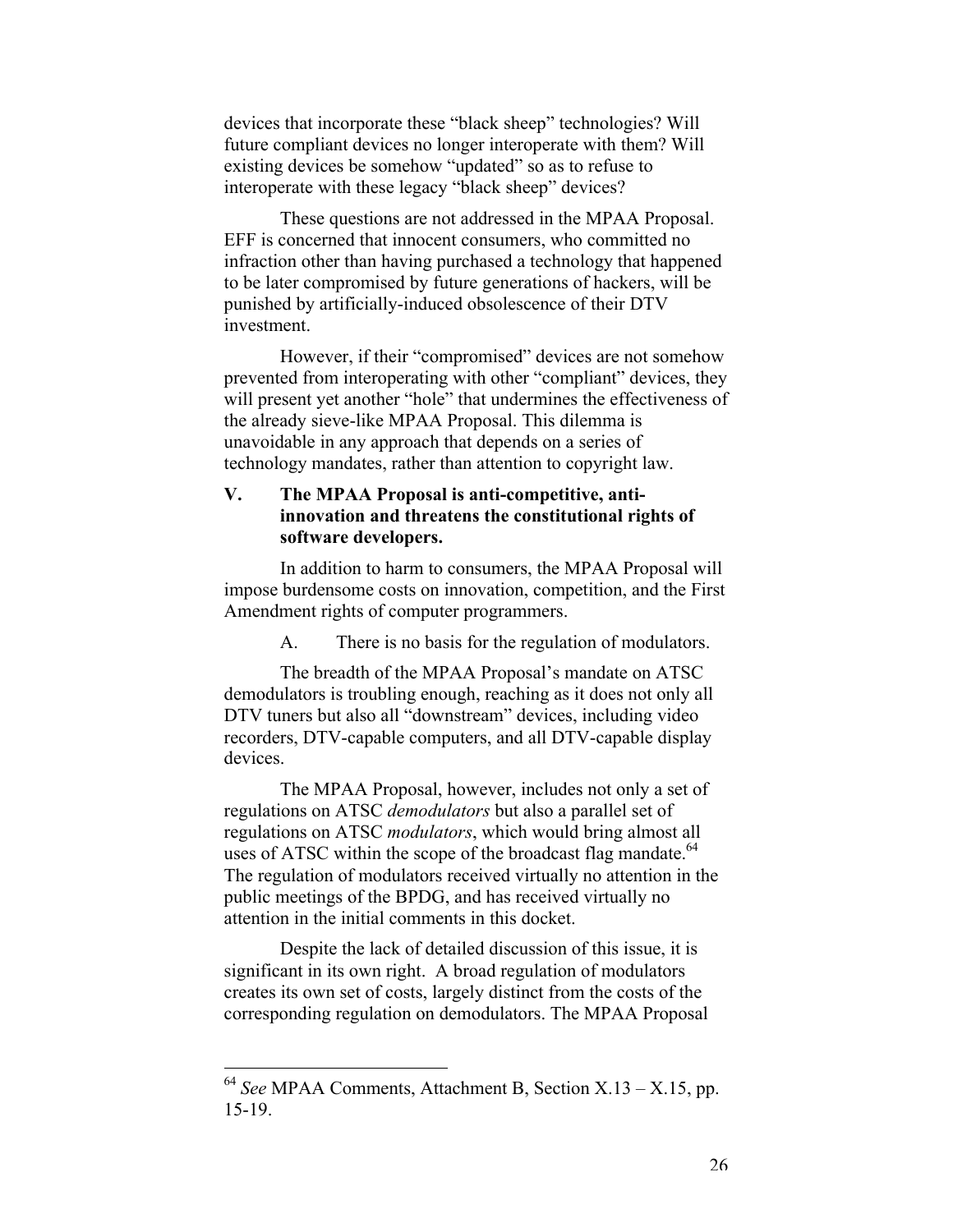devices that incorporate these "black sheep" technologies? Will future compliant devices no longer interoperate with them? Will existing devices be somehow "updated" so as to refuse to interoperate with these legacy "black sheep" devices?

These questions are not addressed in the MPAA Proposal. EFF is concerned that innocent consumers, who committed no infraction other than having purchased a technology that happened to be later compromised by future generations of hackers, will be punished by artificially-induced obsolescence of their DTV investment.

However, if their "compromised" devices are not somehow prevented from interoperating with other "compliant" devices, they will present yet another "hole" that undermines the effectiveness of the already sieve-like MPAA Proposal. This dilemma is unavoidable in any approach that depends on a series of technology mandates, rather than attention to copyright law.

## V. The MPAA Proposal is anti-competitive, anti-innovation and threatens the constitutional rights of software developers.

In addition to harm to consumers, the MPAA Proposal will impose burdensome costs on innovation, competition, and the First Amendment rights of computer programmers.

### A. There is no basis for the regulation of modulators.

The breadth of the MPAA Proposal's mandate on ATSC demodulators is troubling enough, reaching as it does not only all DTV tuners but also all "downstream" devices, including video recorders, DTV-capable computers, and all DTV-capable display devices.

The MPAA Proposal, however, includes not only a set of regulations on ATSC *demodulators* but also a parallel set of regulations on ATSC *modulators*, which would bring almost all uses of ATSC within the scope of the broadcast flag mandate.[64] The regulation of modulators received virtually no attention in the public meetings of the BPDG, and has received virtually no attention in the initial comments in this docket.

Despite the lack of detailed discussion of this issue, it is significant in its own right. A broad regulation of modulators creates its own set of costs, largely distinct from the costs of the corresponding regulation on demodulators. The MPAA Proposal

---

[64] *See* MPAA Comments, Attachment B, Section X.13 – X.15, pp. 15-19.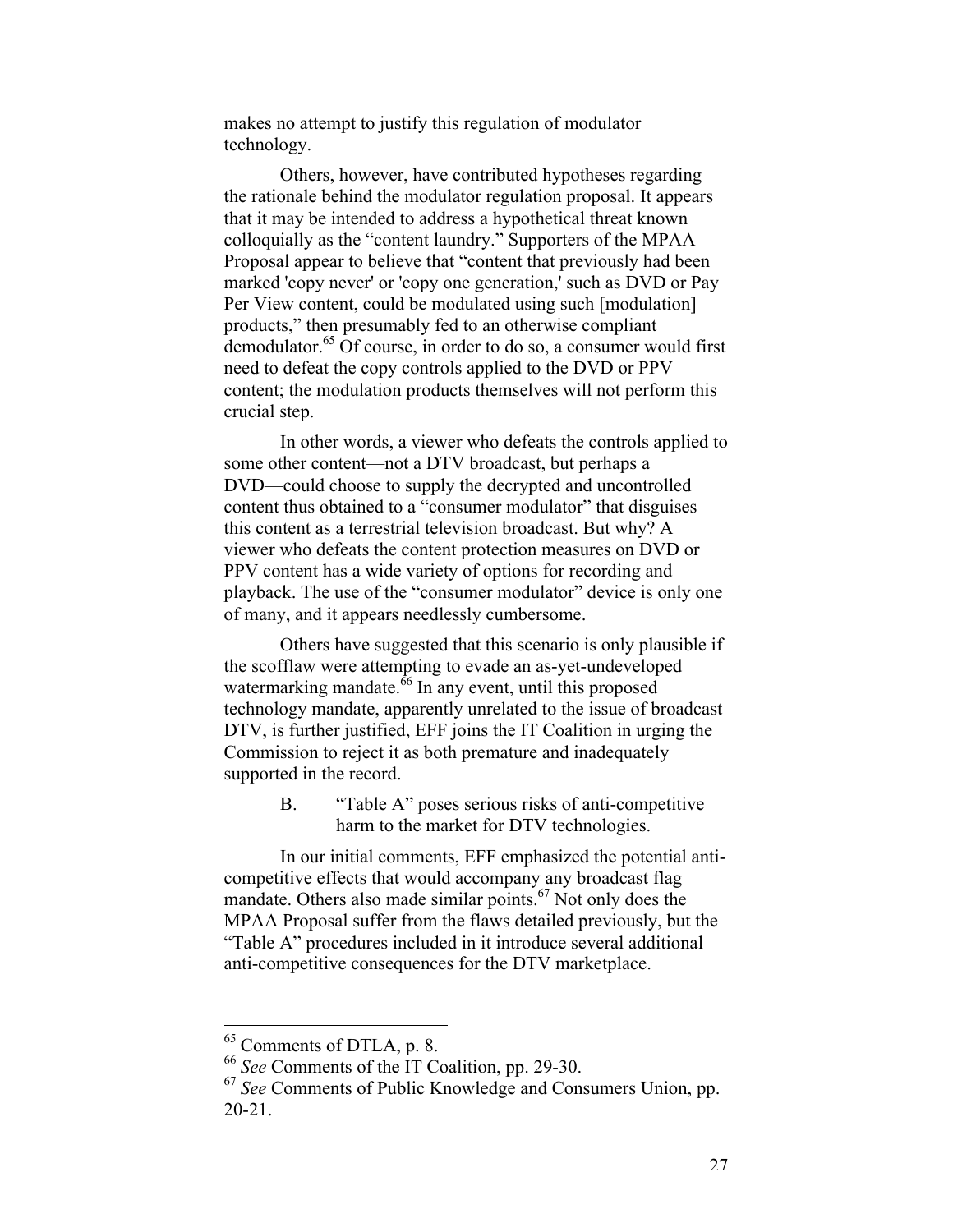makes no attempt to justify this regulation of modulator technology.

Others, however, have contributed hypotheses regarding the rationale behind the modulator regulation proposal. It appears that it may be intended to address a hypothetical threat known colloquially as the "content laundry." Supporters of the MPAA Proposal appear to believe that "content that previously had been marked 'copy never' or 'copy one generation,' such as DVD or Pay Per View content, could be modulated using such [modulation] products," then presumably fed to an otherwise compliant demodulator.[65] Of course, in order to do so, a consumer would first need to defeat the copy controls applied to the DVD or PPV content; the modulation products themselves will not perform this crucial step.

In other words, a viewer who defeats the controls applied to some other content—not a DTV broadcast, but perhaps a DVD—could choose to supply the decrypted and uncontrolled content thus obtained to a "consumer modulator" that disguises this content as a terrestrial television broadcast. But why? A viewer who defeats the content protection measures on DVD or PPV content has a wide variety of options for recording and playback. The use of the "consumer modulator" device is only one of many, and it appears needlessly cumbersome.

Others have suggested that this scenario is only plausible if the scofflaw were attempting to evade an as-yet-undeveloped watermarking mandate.[66] In any event, until this proposed technology mandate, apparently unrelated to the issue of broadcast DTV, is further justified, EFF joins the IT Coalition in urging the Commission to reject it as both premature and inadequately supported in the record.

### B. "Table A" poses serious risks of anti-competitive harm to the market for DTV technologies.

In our initial comments, EFF emphasized the potential anti-competitive effects that would accompany any broadcast flag mandate. Others also made similar points.[67] Not only does the MPAA Proposal suffer from the flaws detailed previously, but the "Table A" procedures included in it introduce several additional anti-competitive consequences for the DTV marketplace.

---

[65] Comments of DTLA, p. 8.

[66] *See* Comments of the IT Coalition, pp. 29-30.

[67] *See* Comments of Public Knowledge and Consumers Union, pp. 20-21.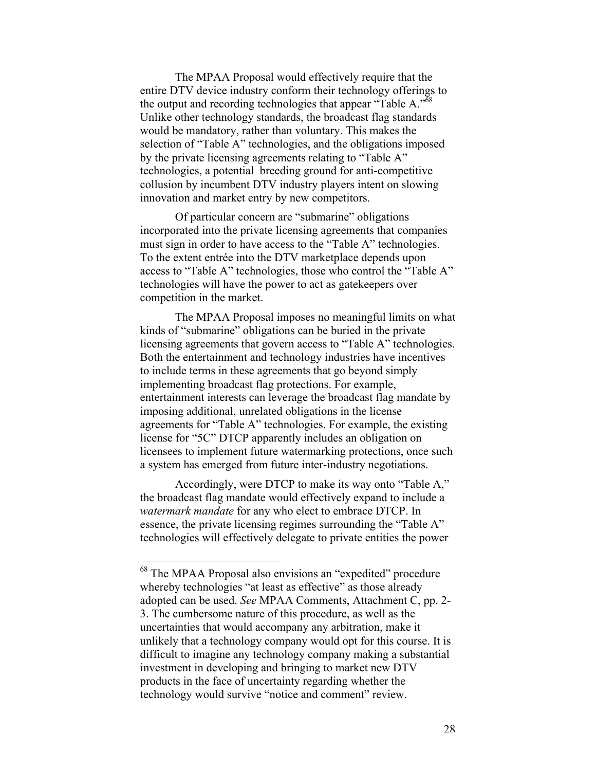The MPAA Proposal would effectively require that the entire DTV device industry conform their technology offerings to the output and recording technologies that appear "Table A."[68] Unlike other technology standards, the broadcast flag standards would be mandatory, rather than voluntary. This makes the selection of "Table A" technologies, and the obligations imposed by the private licensing agreements relating to "Table A" technologies, a potential breeding ground for anti-competitive collusion by incumbent DTV industry players intent on slowing innovation and market entry by new competitors.

Of particular concern are "submarine" obligations incorporated into the private licensing agreements that companies must sign in order to have access to the "Table A" technologies. To the extent entrée into the DTV marketplace depends upon access to "Table A" technologies, those who control the "Table A" technologies will have the power to act as gatekeepers over competition in the market.

The MPAA Proposal imposes no meaningful limits on what kinds of "submarine" obligations can be buried in the private licensing agreements that govern access to "Table A" technologies. Both the entertainment and technology industries have incentives to include terms in these agreements that go beyond simply implementing broadcast flag protections. For example, entertainment interests can leverage the broadcast flag mandate by imposing additional, unrelated obligations in the license agreements for "Table A" technologies. For example, the existing license for "5C" DTCP apparently includes an obligation on licensees to implement future watermarking protections, once such a system has emerged from future inter-industry negotiations.

Accordingly, were DTCP to make its way onto "Table A," the broadcast flag mandate would effectively expand to include a *watermark mandate* for any who elect to embrace DTCP. In essence, the private licensing regimes surrounding the "Table A" technologies will effectively delegate to private entities the power

---

[68] The MPAA Proposal also envisions an "expedited" procedure whereby technologies "at least as effective" as those already adopted can be used. *See* MPAA Comments, Attachment C, pp. 2-3. The cumbersome nature of this procedure, as well as the uncertainties that would accompany any arbitration, make it unlikely that a technology company would opt for this course. It is difficult to imagine any technology company making a substantial investment in developing and bringing to market new DTV products in the face of uncertainty regarding whether the technology would survive "notice and comment" review.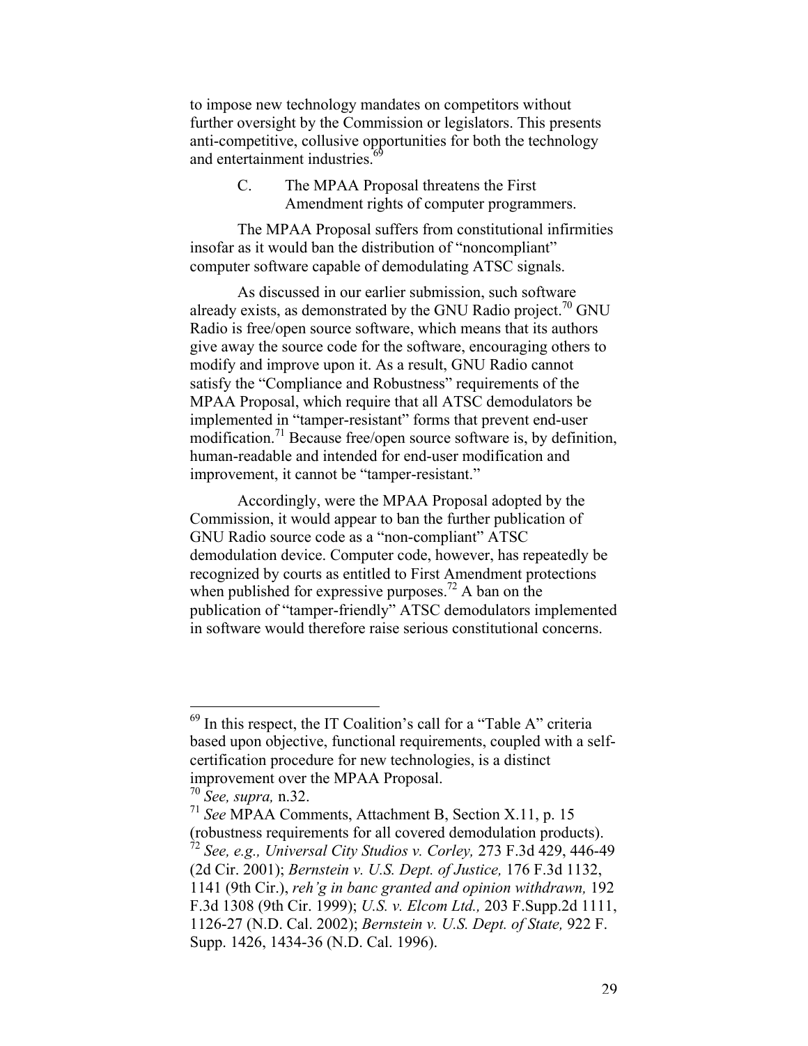to impose new technology mandates on competitors without further oversight by the Commission or legislators. This presents anti-competitive, collusive opportunities for both the technology and entertainment industries.[69]

### C. The MPAA Proposal threatens the First Amendment rights of computer programmers.

The MPAA Proposal suffers from constitutional infirmities insofar as it would ban the distribution of "noncompliant" computer software capable of demodulating ATSC signals.

As discussed in our earlier submission, such software already exists, as demonstrated by the GNU Radio project.[70] GNU Radio is free/open source software, which means that its authors give away the source code for the software, encouraging others to modify and improve upon it. As a result, GNU Radio cannot satisfy the "Compliance and Robustness" requirements of the MPAA Proposal, which require that all ATSC demodulators be implemented in "tamper-resistant" forms that prevent end-user modification.[71] Because free/open source software is, by definition, human-readable and intended for end-user modification and improvement, it cannot be "tamper-resistant."

Accordingly, were the MPAA Proposal adopted by the Commission, it would appear to ban the further publication of GNU Radio source code as a "non-compliant" ATSC demodulation device. Computer code, however, has repeatedly be recognized by courts as entitled to First Amendment protections when published for expressive purposes.[72] A ban on the publication of "tamper-friendly" ATSC demodulators implemented in software would therefore raise serious constitutional concerns.

---

[69] In this respect, the IT Coalition's call for a "Table A" criteria based upon objective, functional requirements, coupled with a self-certification procedure for new technologies, is a distinct improvement over the MPAA Proposal.

[70] *See, supra,* n.32.

[71] *See* MPAA Comments, Attachment B, Section X.11, p. 15 (robustness requirements for all covered demodulation products).

[72] *See, e.g., Universal City Studios v. Corley,* 273 F.3d 429, 446-49 (2d Cir. 2001); *Bernstein v. U.S. Dept. of Justice,* 176 F.3d 1132, 1141 (9th Cir.), *reh'g in banc granted and opinion withdrawn,* 192 F.3d 1308 (9th Cir. 1999); *U.S. v. Elcom Ltd.,* 203 F.Supp.2d 1111, 1126-27 (N.D. Cal. 2002); *Bernstein v. U.S. Dept. of State,* 922 F. Supp. 1426, 1434-36 (N.D. Cal. 1996).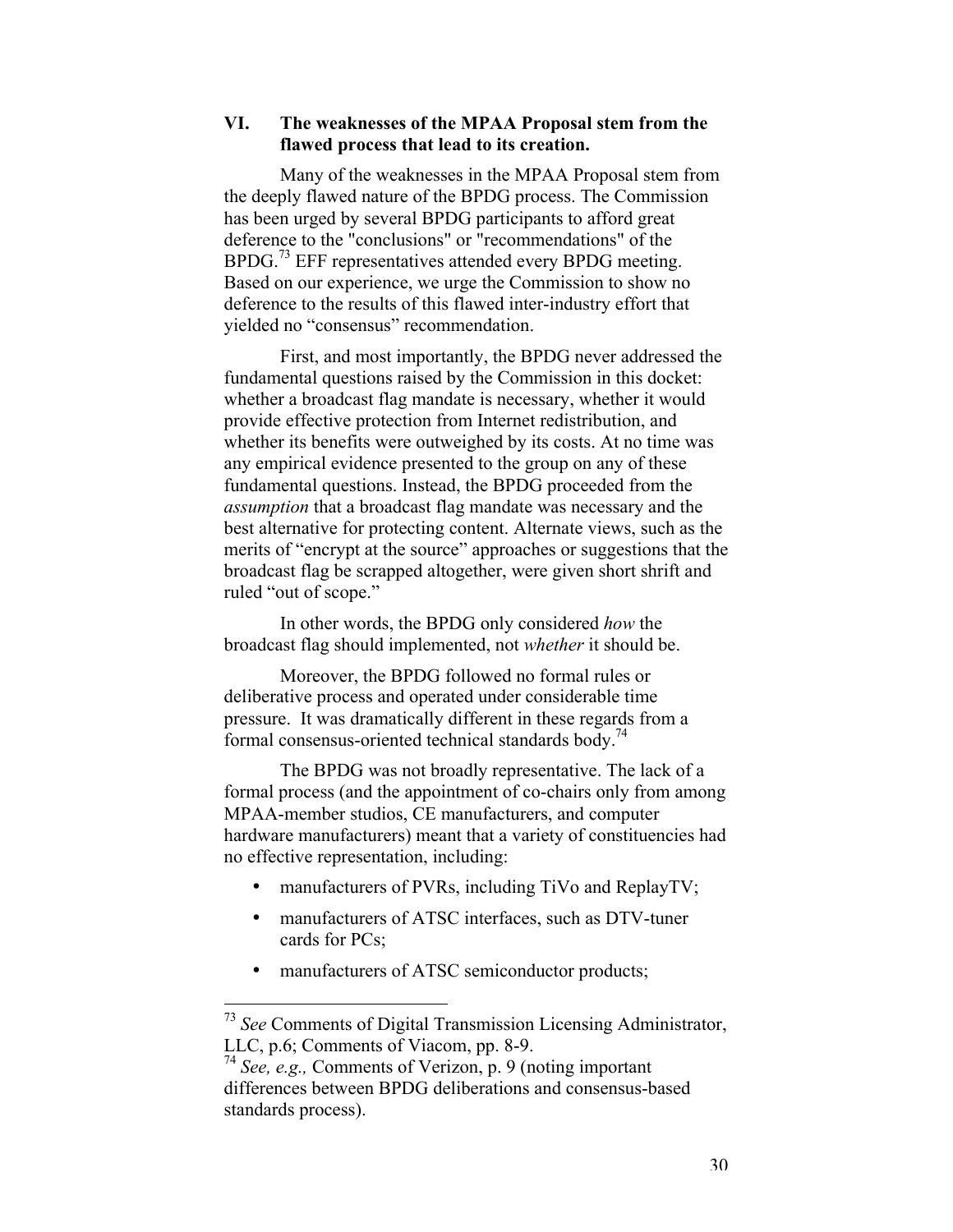## VI. The weaknesses of the MPAA Proposal stem from the flawed process that lead to its creation.

Many of the weaknesses in the MPAA Proposal stem from the deeply flawed nature of the BPDG process. The Commission has been urged by several BPDG participants to afford great deference to the "conclusions" or "recommendations" of the BPDG.[73] EFF representatives attended every BPDG meeting. Based on our experience, we urge the Commission to show no deference to the results of this flawed inter-industry effort that yielded no "consensus" recommendation.

First, and most importantly, the BPDG never addressed the fundamental questions raised by the Commission in this docket: whether a broadcast flag mandate is necessary, whether it would provide effective protection from Internet redistribution, and whether its benefits were outweighed by its costs. At no time was any empirical evidence presented to the group on any of these fundamental questions. Instead, the BPDG proceeded from the *assumption* that a broadcast flag mandate was necessary and the best alternative for protecting content. Alternate views, such as the merits of "encrypt at the source" approaches or suggestions that the broadcast flag be scrapped altogether, were given short shrift and ruled "out of scope."

In other words, the BPDG only considered *how* the broadcast flag should implemented, not *whether* it should be.

Moreover, the BPDG followed no formal rules or deliberative process and operated under considerable time pressure. It was dramatically different in these regards from a formal consensus-oriented technical standards body.[74]

The BPDG was not broadly representative. The lack of a formal process (and the appointment of co-chairs only from among MPAA-member studios, CE manufacturers, and computer hardware manufacturers) meant that a variety of constituencies had no effective representation, including:

- manufacturers of PVRs, including TiVo and ReplayTV;
- manufacturers of ATSC interfaces, such as DTV-tuner cards for PCs;
- manufacturers of ATSC semiconductor products;

---

[73] *See* Comments of Digital Transmission Licensing Administrator, LLC, p.6; Comments of Viacom, pp. 8-9.

[74] *See, e.g.,* Comments of Verizon, p. 9 (noting important differences between BPDG deliberations and consensus-based standards process).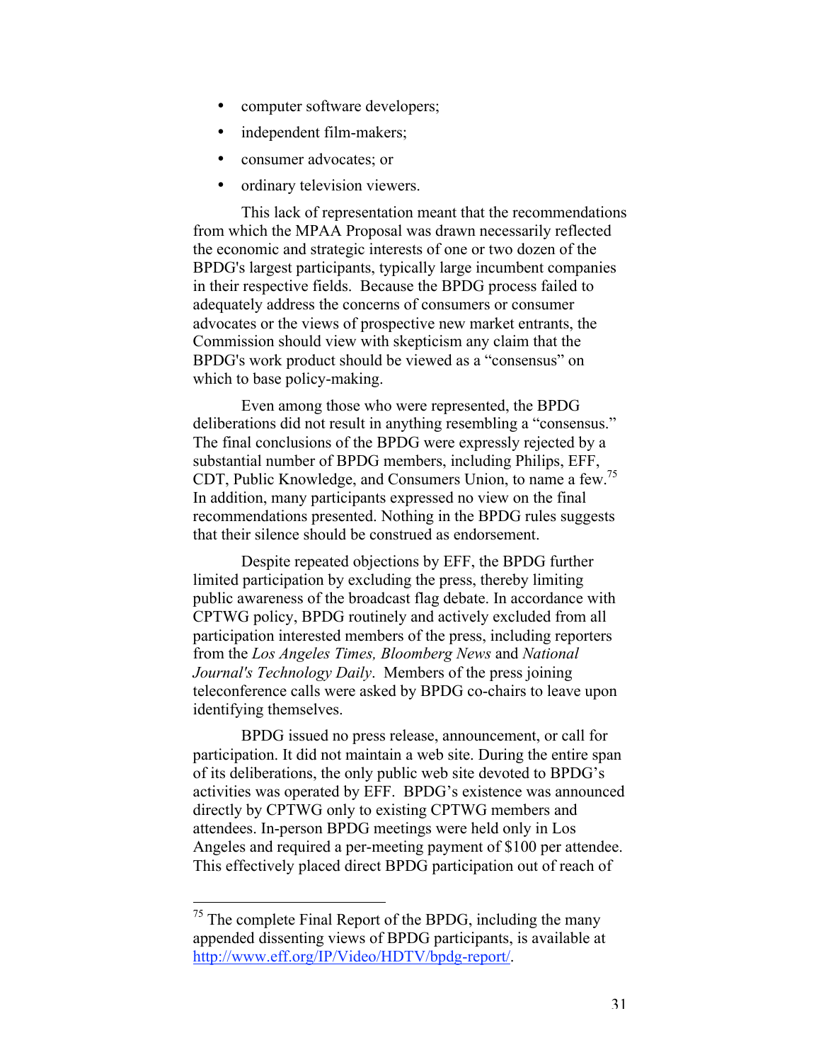- computer software developers;
- independent film-makers;
- consumer advocates; or
- ordinary television viewers.

This lack of representation meant that the recommendations from which the MPAA Proposal was drawn necessarily reflected the economic and strategic interests of one or two dozen of the BPDG's largest participants, typically large incumbent companies in their respective fields. Because the BPDG process failed to adequately address the concerns of consumers or consumer advocates or the views of prospective new market entrants, the Commission should view with skepticism any claim that the BPDG's work product should be viewed as a "consensus" on which to base policy-making.

Even among those who were represented, the BPDG deliberations did not result in anything resembling a "consensus." The final conclusions of the BPDG were expressly rejected by a substantial number of BPDG members, including Philips, EFF, CDT, Public Knowledge, and Consumers Union, to name a few.[75] In addition, many participants expressed no view on the final recommendations presented. Nothing in the BPDG rules suggests that their silence should be construed as endorsement.

Despite repeated objections by EFF, the BPDG further limited participation by excluding the press, thereby limiting public awareness of the broadcast flag debate. In accordance with CPTWG policy, BPDG routinely and actively excluded from all participation interested members of the press, including reporters from the *Los Angeles Times, Bloomberg News* and *National Journal's Technology Daily*. Members of the press joining teleconference calls were asked by BPDG co-chairs to leave upon identifying themselves.

BPDG issued no press release, announcement, or call for participation. It did not maintain a web site. During the entire span of its deliberations, the only public web site devoted to BPDG's activities was operated by EFF. BPDG's existence was announced directly by CPTWG only to existing CPTWG members and attendees. In-person BPDG meetings were held only in Los Angeles and required a per-meeting payment of $100 per attendee. This effectively placed direct BPDG participation out of reach of

---

[75] The complete Final Report of the BPDG, including the many appended dissenting views of BPDG participants, is available at http://www.eff.org/IP/Video/HDTV/bpdg-report/.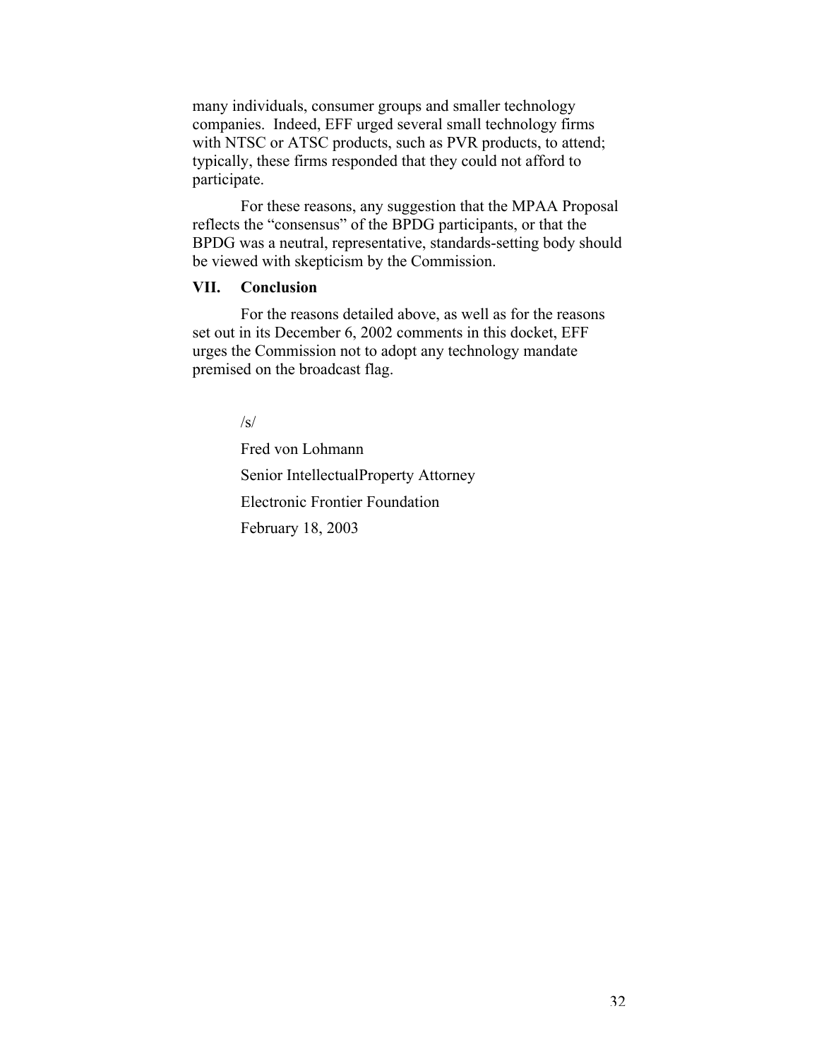many individuals, consumer groups and smaller technology companies. Indeed, EFF urged several small technology firms with NTSC or ATSC products, such as PVR products, to attend; typically, these firms responded that they could not afford to participate.

For these reasons, any suggestion that the MPAA Proposal reflects the "consensus" of the BPDG participants, or that the BPDG was a neutral, representative, standards-setting body should be viewed with skepticism by the Commission.

## VII. Conclusion

For the reasons detailed above, as well as for the reasons set out in its December 6, 2002 comments in this docket, EFF urges the Commission not to adopt any technology mandate premised on the broadcast flag.

/s/

Fred von Lohmann

Senior IntellectualProperty Attorney

Electronic Frontier Foundation

February 18, 2003